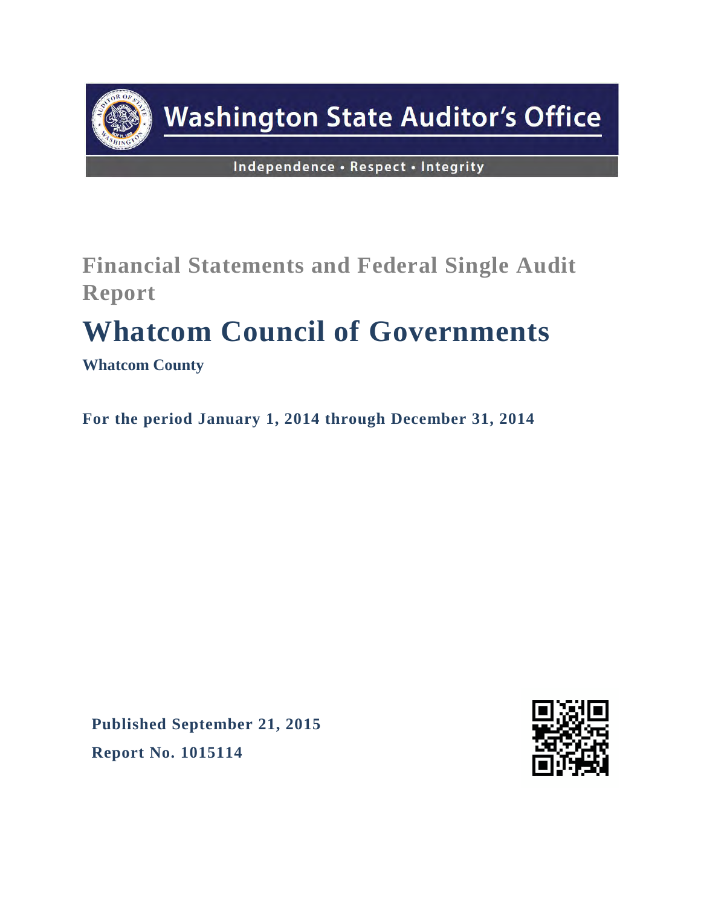Washington State Auditor's Office

Independence • Respect • Integrity

## Financial Statements and Federal Single Audit Report

# Whatcom Council of Governments

**Whatcom County**

**For the period January 1, 2014 through December 31, 2014**

**Published September 21, 2015**

**Report No. 1015114**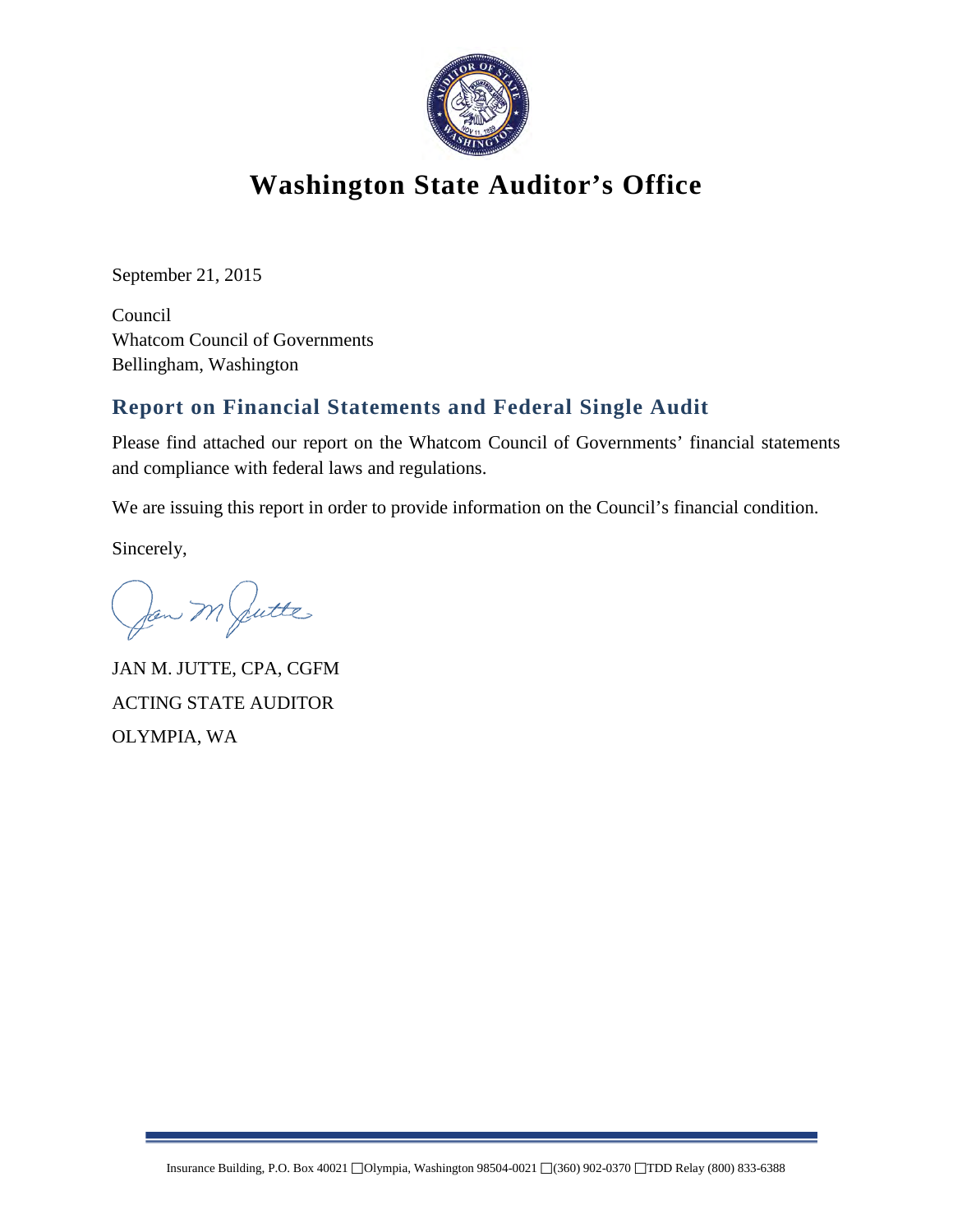# Washington State Auditor's Office

September 21, 2015

Council
Whatcom Council of Governments
Bellingham, Washington

## Report on Financial Statements and Federal Single Audit

Please find attached our report on the Whatcom Council of Governments' financial statements and compliance with federal laws and regulations.

We are issuing this report in order to provide information on the Council's financial condition.

Sincerely,

JAN M. JUTTE, CPA, CGFM

ACTING STATE AUDITOR

OLYMPIA, WA

Insurance Building, P.O. Box 40021 ❑ Olympia, Washington 98504-0021 ❑ (360) 902-0370 ❑ TDD Relay (800) 833-6388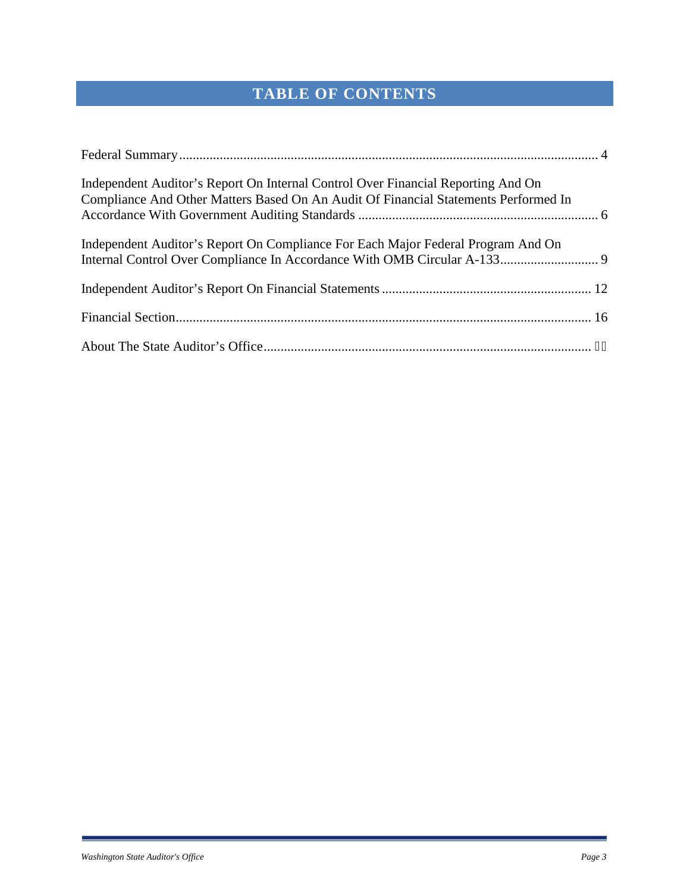# TABLE OF CONTENTS

Federal Summary ........................................................................................................................ 4

Independent Auditor's Report On Internal Control Over Financial Reporting And On Compliance And Other Matters Based On An Audit Of Financial Statements Performed In Accordance With Government Auditing Standards ...................................................................... 6

Independent Auditor's Report On Compliance For Each Major Federal Program And On Internal Control Over Compliance In Accordance With OMB Circular A-133............................. 9

Independent Auditor's Report On Financial Statements ............................................................. 12

Financial Section.......................................................................................................................... 16

About The State Auditor's Office.................................................................................................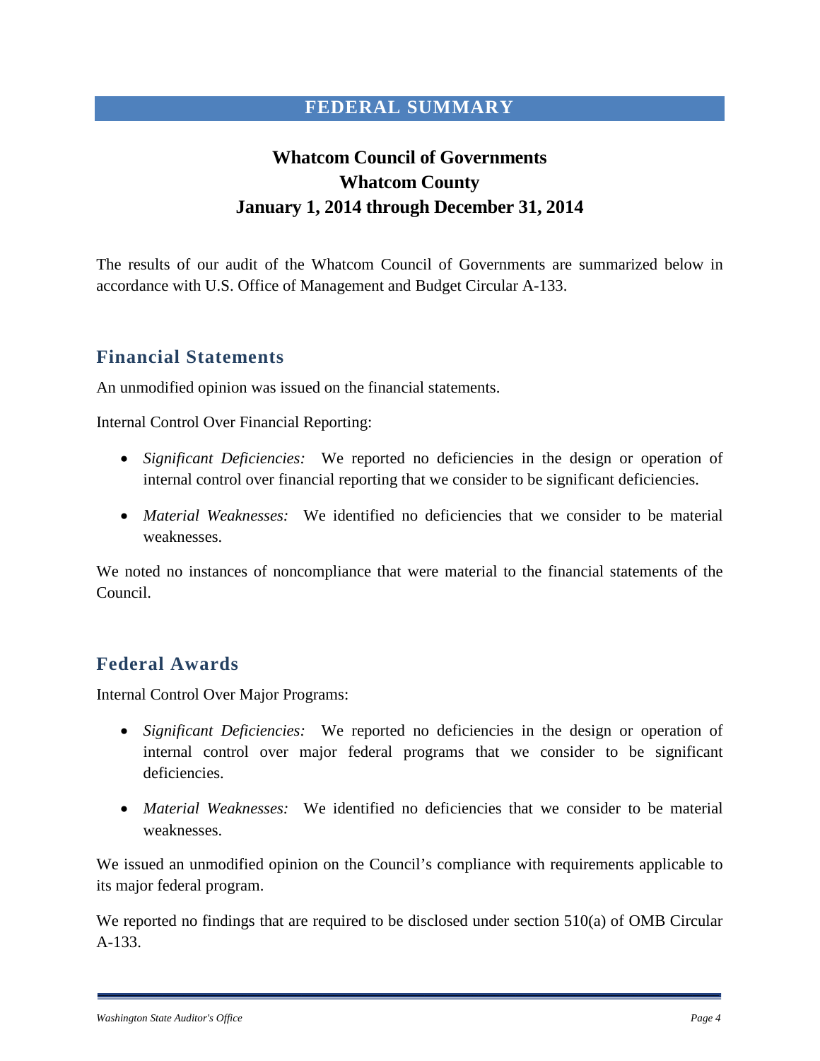# FEDERAL SUMMARY

**Whatcom Council of Governments**
**Whatcom County**
**January 1, 2014 through December 31, 2014**

The results of our audit of the Whatcom Council of Governments are summarized below in accordance with U.S. Office of Management and Budget Circular A-133.

## Financial Statements

An unmodified opinion was issued on the financial statements.

Internal Control Over Financial Reporting:

- *Significant Deficiencies:* We reported no deficiencies in the design or operation of internal control over financial reporting that we consider to be significant deficiencies.
- *Material Weaknesses:* We identified no deficiencies that we consider to be material weaknesses.

We noted no instances of noncompliance that were material to the financial statements of the Council.

## Federal Awards

Internal Control Over Major Programs:

- *Significant Deficiencies:* We reported no deficiencies in the design or operation of internal control over major federal programs that we consider to be significant deficiencies.
- *Material Weaknesses:* We identified no deficiencies that we consider to be material weaknesses.

We issued an unmodified opinion on the Council's compliance with requirements applicable to its major federal program.

We reported no findings that are required to be disclosed under section 510(a) of OMB Circular A-133.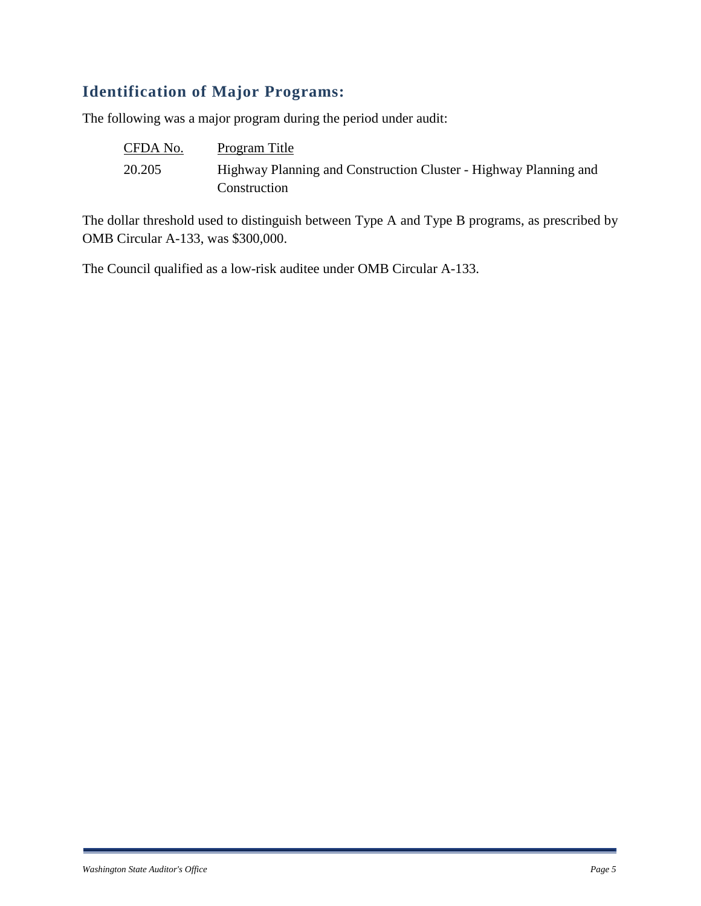## Identification of Major Programs:

The following was a major program during the period under audit:

| CFDA No. | Program Title |
| --- | --- |
| 20.205 | Highway Planning and Construction Cluster - Highway Planning and Construction |

The dollar threshold used to distinguish between Type A and Type B programs, as prescribed by OMB Circular A-133, was $300,000.

The Council qualified as a low-risk auditee under OMB Circular A-133.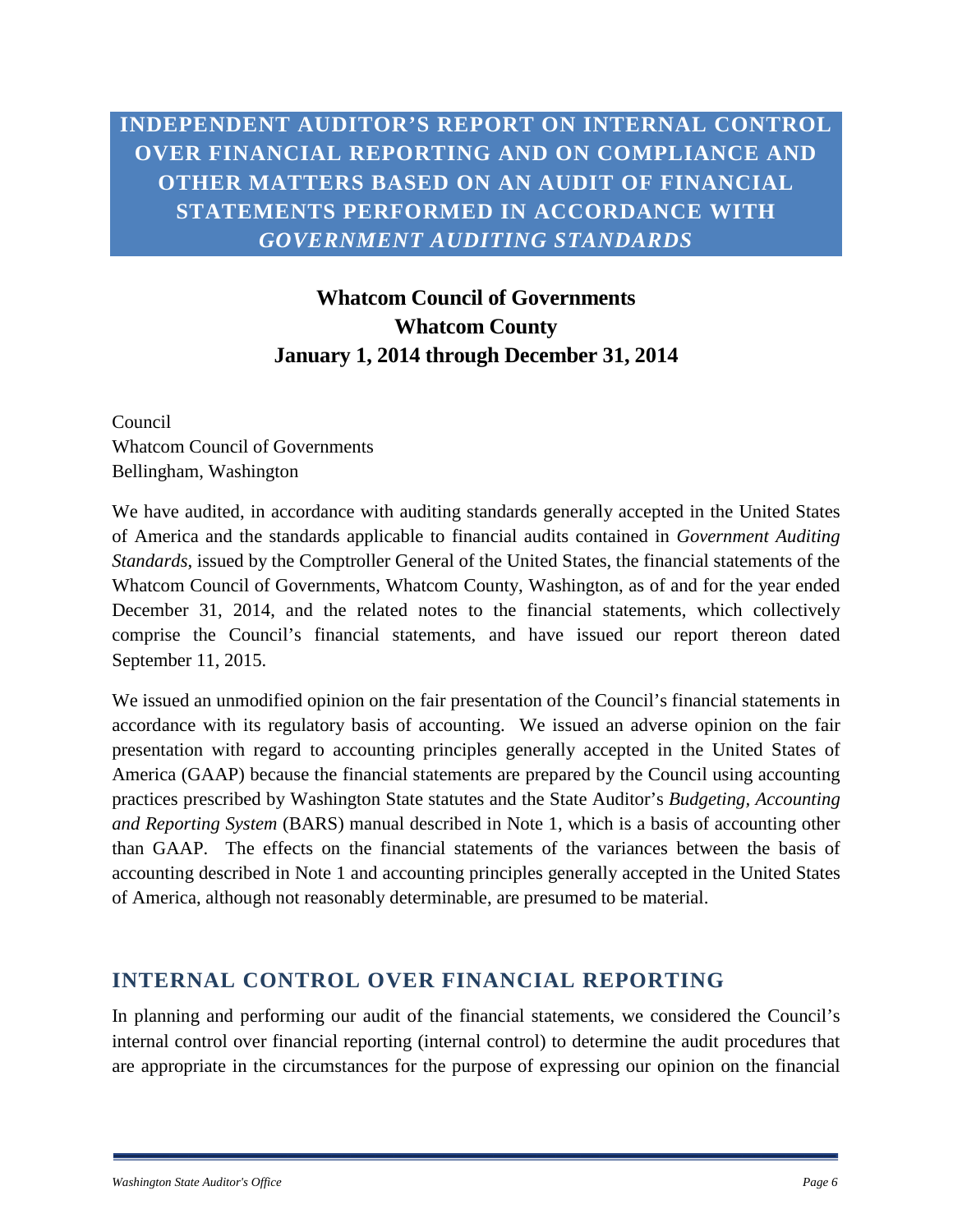# INDEPENDENT AUDITOR'S REPORT ON INTERNAL CONTROL OVER FINANCIAL REPORTING AND ON COMPLIANCE AND OTHER MATTERS BASED ON AN AUDIT OF FINANCIAL STATEMENTS PERFORMED IN ACCORDANCE WITH *GOVERNMENT AUDITING STANDARDS*

**Whatcom Council of Governments**
**Whatcom County**
**January 1, 2014 through December 31, 2014**

Council
Whatcom Council of Governments
Bellingham, Washington

We have audited, in accordance with auditing standards generally accepted in the United States of America and the standards applicable to financial audits contained in *Government Auditing Standards*, issued by the Comptroller General of the United States, the financial statements of the Whatcom Council of Governments, Whatcom County, Washington, as of and for the year ended December 31, 2014, and the related notes to the financial statements, which collectively comprise the Council's financial statements, and have issued our report thereon dated September 11, 2015.

We issued an unmodified opinion on the fair presentation of the Council's financial statements in accordance with its regulatory basis of accounting. We issued an adverse opinion on the fair presentation with regard to accounting principles generally accepted in the United States of America (GAAP) because the financial statements are prepared by the Council using accounting practices prescribed by Washington State statutes and the State Auditor's *Budgeting, Accounting and Reporting System* (BARS) manual described in Note 1, which is a basis of accounting other than GAAP. The effects on the financial statements of the variances between the basis of accounting described in Note 1 and accounting principles generally accepted in the United States of America, although not reasonably determinable, are presumed to be material.

## INTERNAL CONTROL OVER FINANCIAL REPORTING

In planning and performing our audit of the financial statements, we considered the Council's internal control over financial reporting (internal control) to determine the audit procedures that are appropriate in the circumstances for the purpose of expressing our opinion on the financial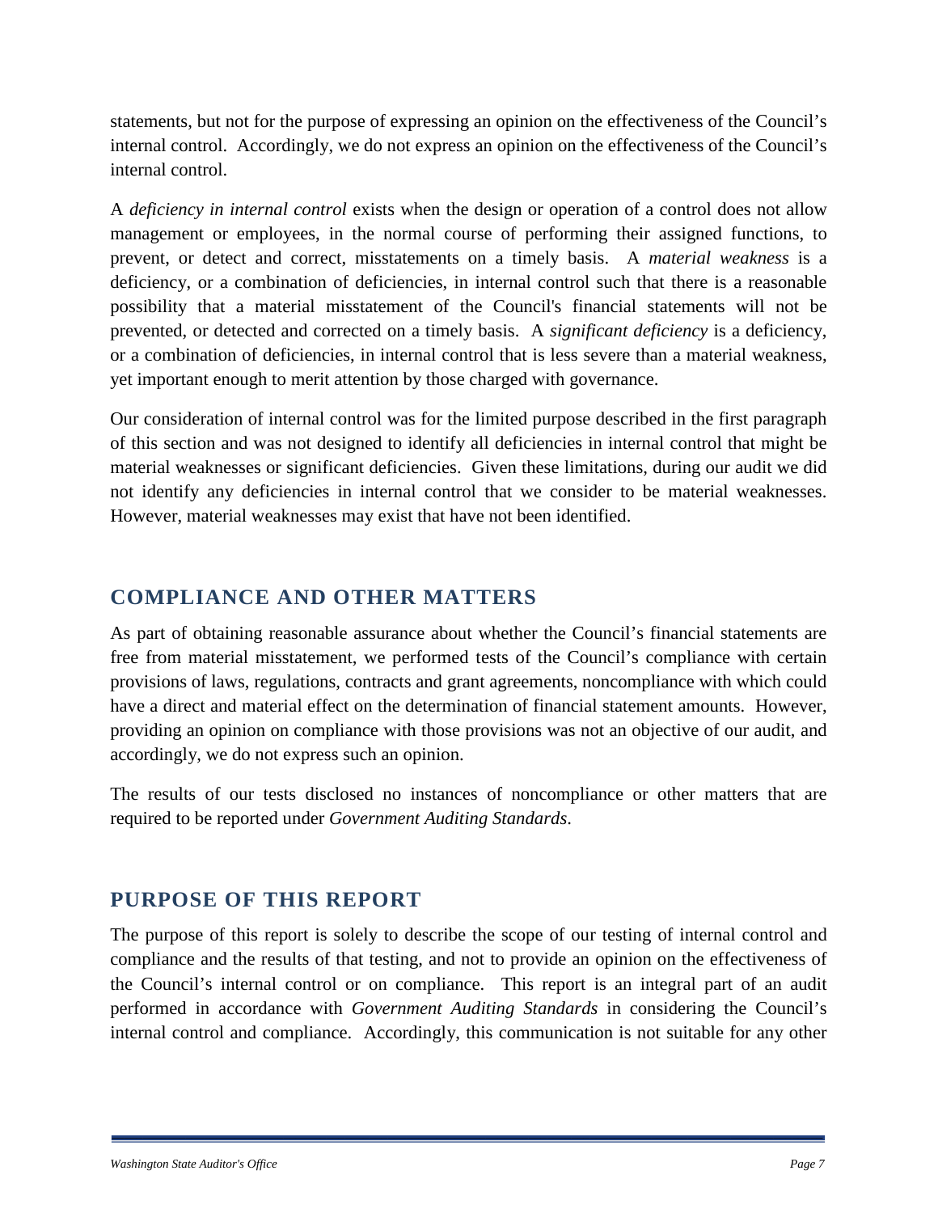statements, but not for the purpose of expressing an opinion on the effectiveness of the Council's internal control. Accordingly, we do not express an opinion on the effectiveness of the Council's internal control.

A *deficiency in internal control* exists when the design or operation of a control does not allow management or employees, in the normal course of performing their assigned functions, to prevent, or detect and correct, misstatements on a timely basis. A *material weakness* is a deficiency, or a combination of deficiencies, in internal control such that there is a reasonable possibility that a material misstatement of the Council's financial statements will not be prevented, or detected and corrected on a timely basis. A *significant deficiency* is a deficiency, or a combination of deficiencies, in internal control that is less severe than a material weakness, yet important enough to merit attention by those charged with governance.

Our consideration of internal control was for the limited purpose described in the first paragraph of this section and was not designed to identify all deficiencies in internal control that might be material weaknesses or significant deficiencies. Given these limitations, during our audit we did not identify any deficiencies in internal control that we consider to be material weaknesses. However, material weaknesses may exist that have not been identified.

## COMPLIANCE AND OTHER MATTERS

As part of obtaining reasonable assurance about whether the Council's financial statements are free from material misstatement, we performed tests of the Council's compliance with certain provisions of laws, regulations, contracts and grant agreements, noncompliance with which could have a direct and material effect on the determination of financial statement amounts. However, providing an opinion on compliance with those provisions was not an objective of our audit, and accordingly, we do not express such an opinion.

The results of our tests disclosed no instances of noncompliance or other matters that are required to be reported under *Government Auditing Standards*.

## PURPOSE OF THIS REPORT

The purpose of this report is solely to describe the scope of our testing of internal control and compliance and the results of that testing, and not to provide an opinion on the effectiveness of the Council's internal control or on compliance. This report is an integral part of an audit performed in accordance with *Government Auditing Standards* in considering the Council's internal control and compliance. Accordingly, this communication is not suitable for any other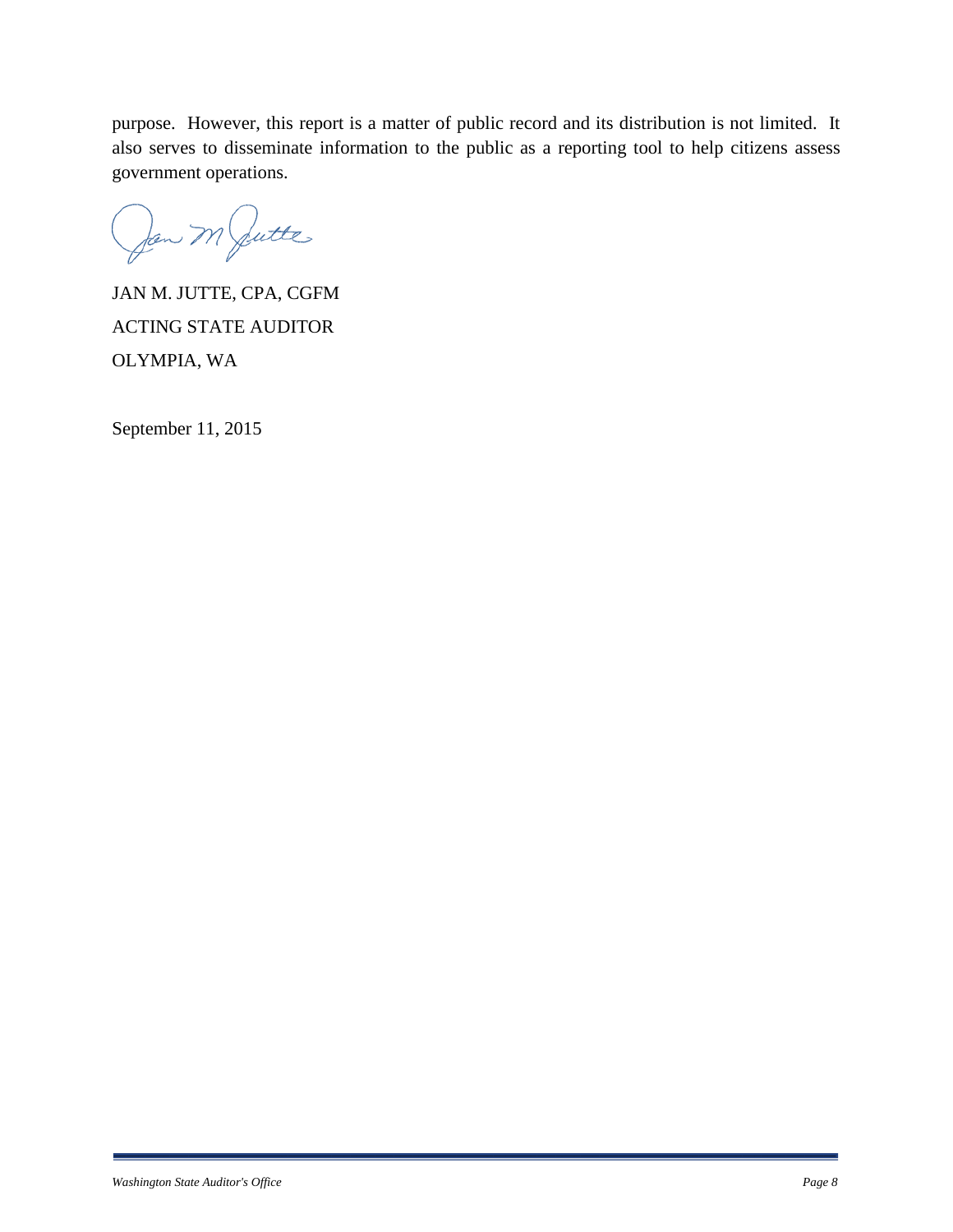purpose. However, this report is a matter of public record and its distribution is not limited. It also serves to disseminate information to the public as a reporting tool to help citizens assess government operations.

JAN M. JUTTE, CPA, CGFM

ACTING STATE AUDITOR

OLYMPIA, WA

September 11, 2015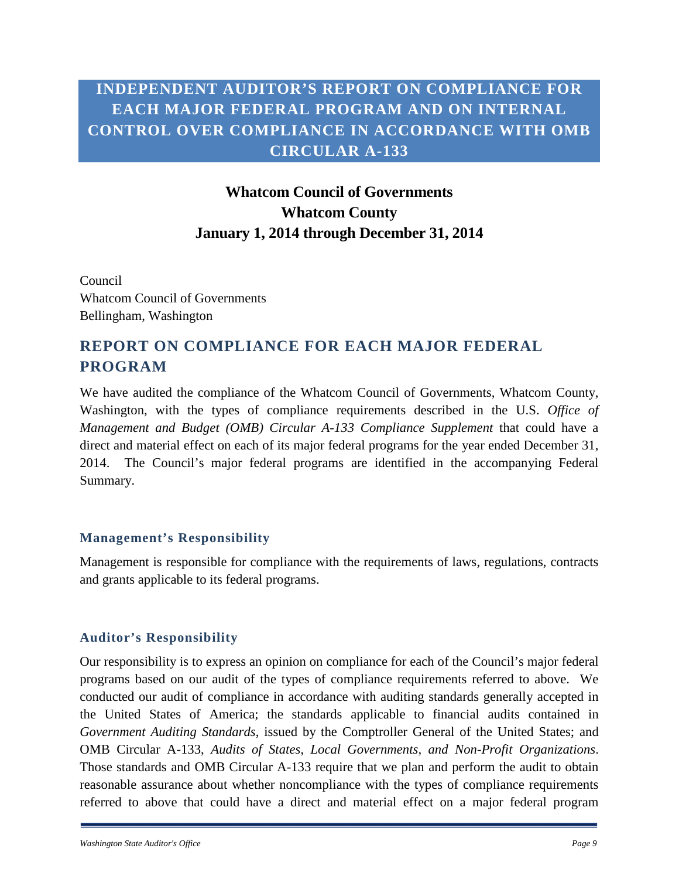# INDEPENDENT AUDITOR'S REPORT ON COMPLIANCE FOR EACH MAJOR FEDERAL PROGRAM AND ON INTERNAL CONTROL OVER COMPLIANCE IN ACCORDANCE WITH OMB CIRCULAR A-133

**Whatcom Council of Governments**
**Whatcom County**
**January 1, 2014 through December 31, 2014**

Council
Whatcom Council of Governments
Bellingham, Washington

## REPORT ON COMPLIANCE FOR EACH MAJOR FEDERAL PROGRAM

We have audited the compliance of the Whatcom Council of Governments, Whatcom County, Washington, with the types of compliance requirements described in the U.S. *Office of Management and Budget (OMB) Circular A-133 Compliance Supplement* that could have a direct and material effect on each of its major federal programs for the year ended December 31, 2014. The Council's major federal programs are identified in the accompanying Federal Summary.

### Management's Responsibility

Management is responsible for compliance with the requirements of laws, regulations, contracts and grants applicable to its federal programs.

### Auditor's Responsibility

Our responsibility is to express an opinion on compliance for each of the Council's major federal programs based on our audit of the types of compliance requirements referred to above. We conducted our audit of compliance in accordance with auditing standards generally accepted in the United States of America; the standards applicable to financial audits contained in *Government Auditing Standards*, issued by the Comptroller General of the United States; and OMB Circular A-133, *Audits of States, Local Governments, and Non-Profit Organizations*. Those standards and OMB Circular A-133 require that we plan and perform the audit to obtain reasonable assurance about whether noncompliance with the types of compliance requirements referred to above that could have a direct and material effect on a major federal program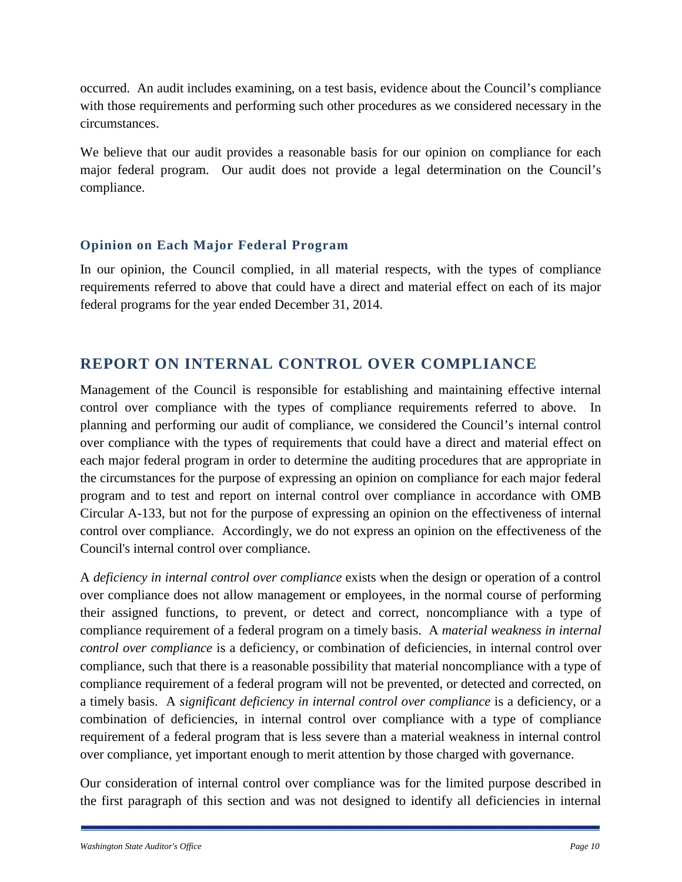occurred. An audit includes examining, on a test basis, evidence about the Council's compliance with those requirements and performing such other procedures as we considered necessary in the circumstances.

We believe that our audit provides a reasonable basis for our opinion on compliance for each major federal program. Our audit does not provide a legal determination on the Council's compliance.

### Opinion on Each Major Federal Program

In our opinion, the Council complied, in all material respects, with the types of compliance requirements referred to above that could have a direct and material effect on each of its major federal programs for the year ended December 31, 2014.

## REPORT ON INTERNAL CONTROL OVER COMPLIANCE

Management of the Council is responsible for establishing and maintaining effective internal control over compliance with the types of compliance requirements referred to above. In planning and performing our audit of compliance, we considered the Council's internal control over compliance with the types of requirements that could have a direct and material effect on each major federal program in order to determine the auditing procedures that are appropriate in the circumstances for the purpose of expressing an opinion on compliance for each major federal program and to test and report on internal control over compliance in accordance with OMB Circular A-133, but not for the purpose of expressing an opinion on the effectiveness of internal control over compliance. Accordingly, we do not express an opinion on the effectiveness of the Council's internal control over compliance.

A *deficiency in internal control over compliance* exists when the design or operation of a control over compliance does not allow management or employees, in the normal course of performing their assigned functions, to prevent, or detect and correct, noncompliance with a type of compliance requirement of a federal program on a timely basis. A *material weakness in internal control over compliance* is a deficiency, or combination of deficiencies, in internal control over compliance, such that there is a reasonable possibility that material noncompliance with a type of compliance requirement of a federal program will not be prevented, or detected and corrected, on a timely basis. A *significant deficiency in internal control over compliance* is a deficiency, or a combination of deficiencies, in internal control over compliance with a type of compliance requirement of a federal program that is less severe than a material weakness in internal control over compliance, yet important enough to merit attention by those charged with governance.

Our consideration of internal control over compliance was for the limited purpose described in the first paragraph of this section and was not designed to identify all deficiencies in internal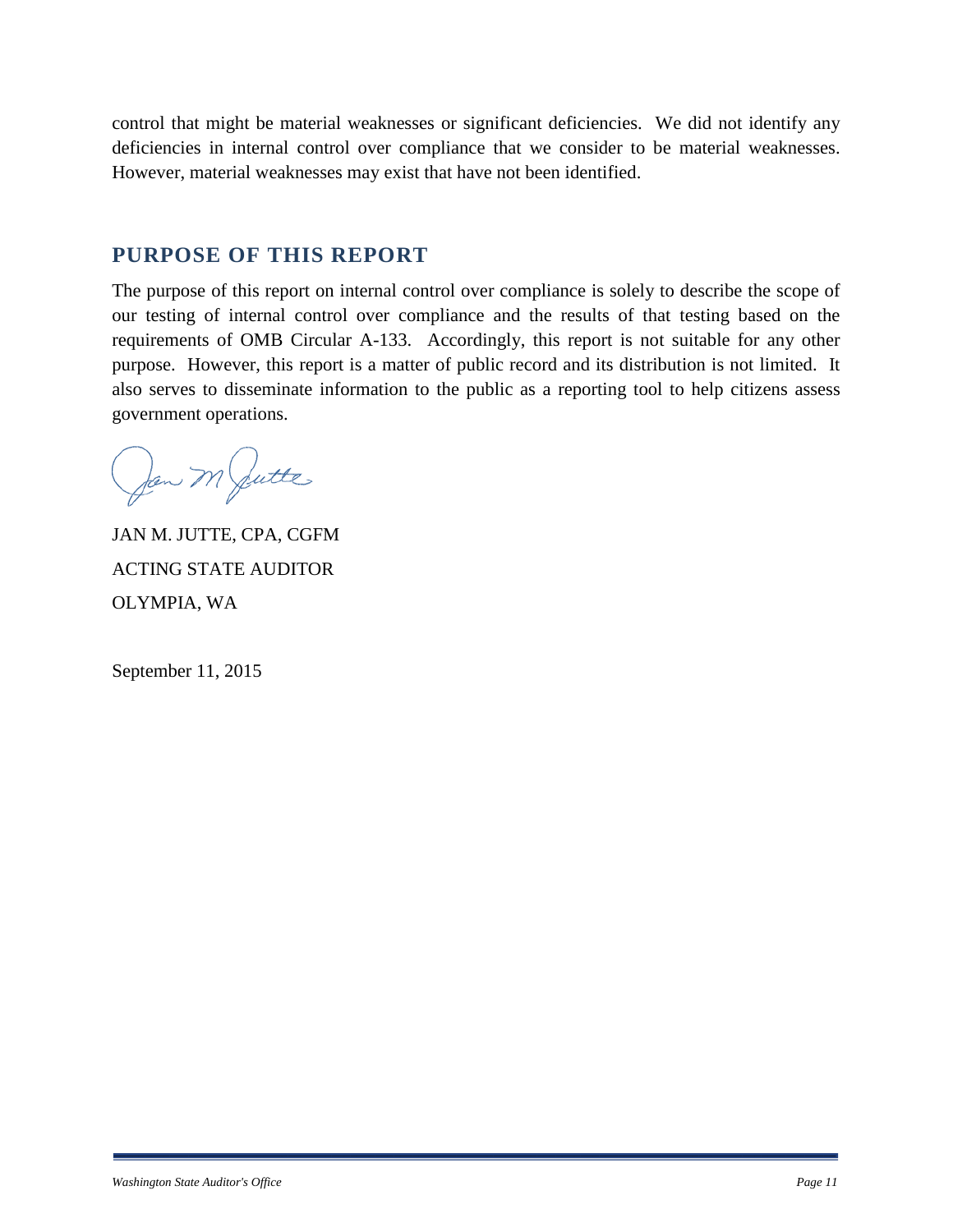control that might be material weaknesses or significant deficiencies. We did not identify any deficiencies in internal control over compliance that we consider to be material weaknesses. However, material weaknesses may exist that have not been identified.

## PURPOSE OF THIS REPORT

The purpose of this report on internal control over compliance is solely to describe the scope of our testing of internal control over compliance and the results of that testing based on the requirements of OMB Circular A-133. Accordingly, this report is not suitable for any other purpose. However, this report is a matter of public record and its distribution is not limited. It also serves to disseminate information to the public as a reporting tool to help citizens assess government operations.

JAN M. JUTTE, CPA, CGFM

ACTING STATE AUDITOR

OLYMPIA, WA

September 11, 2015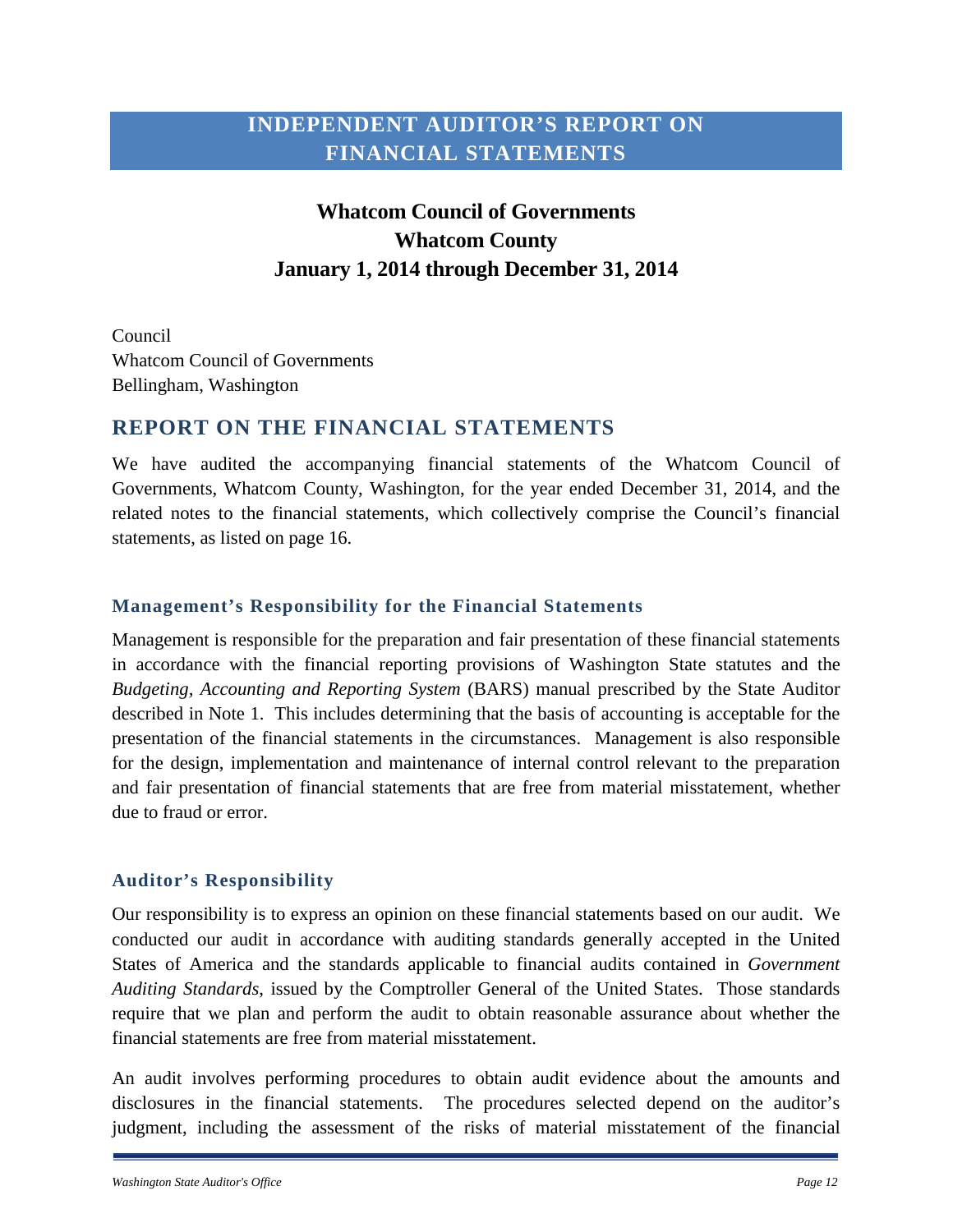# INDEPENDENT AUDITOR'S REPORT ON FINANCIAL STATEMENTS

**Whatcom Council of Governments**
**Whatcom County**
**January 1, 2014 through December 31, 2014**

Council
Whatcom Council of Governments
Bellingham, Washington

## REPORT ON THE FINANCIAL STATEMENTS

We have audited the accompanying financial statements of the Whatcom Council of Governments, Whatcom County, Washington, for the year ended December 31, 2014, and the related notes to the financial statements, which collectively comprise the Council's financial statements, as listed on page 16.

### Management's Responsibility for the Financial Statements

Management is responsible for the preparation and fair presentation of these financial statements in accordance with the financial reporting provisions of Washington State statutes and the *Budgeting, Accounting and Reporting System* (BARS) manual prescribed by the State Auditor described in Note 1. This includes determining that the basis of accounting is acceptable for the presentation of the financial statements in the circumstances. Management is also responsible for the design, implementation and maintenance of internal control relevant to the preparation and fair presentation of financial statements that are free from material misstatement, whether due to fraud or error.

### Auditor's Responsibility

Our responsibility is to express an opinion on these financial statements based on our audit. We conducted our audit in accordance with auditing standards generally accepted in the United States of America and the standards applicable to financial audits contained in *Government Auditing Standards*, issued by the Comptroller General of the United States. Those standards require that we plan and perform the audit to obtain reasonable assurance about whether the financial statements are free from material misstatement.

An audit involves performing procedures to obtain audit evidence about the amounts and disclosures in the financial statements. The procedures selected depend on the auditor's judgment, including the assessment of the risks of material misstatement of the financial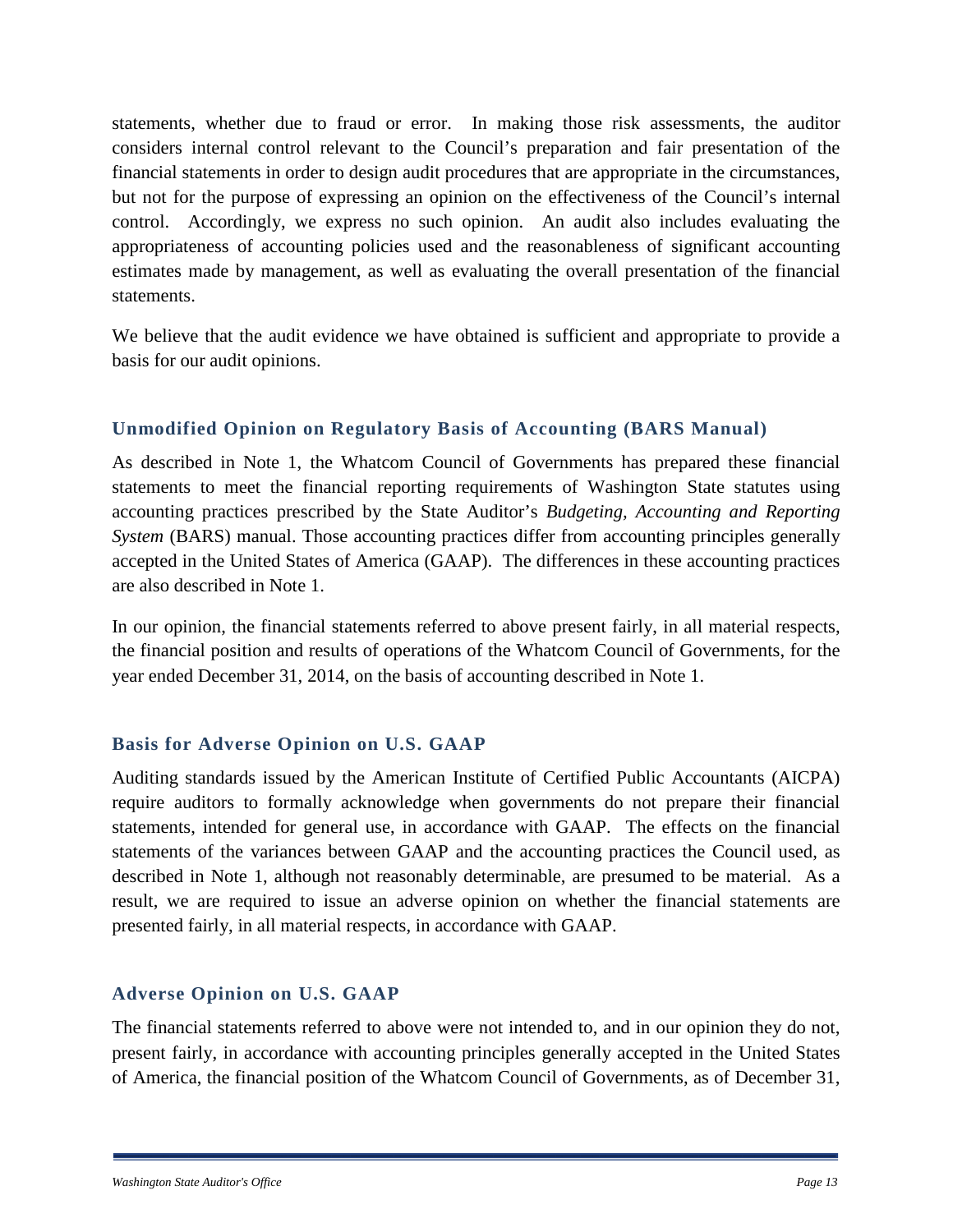statements, whether due to fraud or error. In making those risk assessments, the auditor considers internal control relevant to the Council's preparation and fair presentation of the financial statements in order to design audit procedures that are appropriate in the circumstances, but not for the purpose of expressing an opinion on the effectiveness of the Council's internal control. Accordingly, we express no such opinion. An audit also includes evaluating the appropriateness of accounting policies used and the reasonableness of significant accounting estimates made by management, as well as evaluating the overall presentation of the financial statements.

We believe that the audit evidence we have obtained is sufficient and appropriate to provide a basis for our audit opinions.

### Unmodified Opinion on Regulatory Basis of Accounting (BARS Manual)

As described in Note 1, the Whatcom Council of Governments has prepared these financial statements to meet the financial reporting requirements of Washington State statutes using accounting practices prescribed by the State Auditor's *Budgeting, Accounting and Reporting System* (BARS) manual. Those accounting practices differ from accounting principles generally accepted in the United States of America (GAAP). The differences in these accounting practices are also described in Note 1.

In our opinion, the financial statements referred to above present fairly, in all material respects, the financial position and results of operations of the Whatcom Council of Governments, for the year ended December 31, 2014, on the basis of accounting described in Note 1.

### Basis for Adverse Opinion on U.S. GAAP

Auditing standards issued by the American Institute of Certified Public Accountants (AICPA) require auditors to formally acknowledge when governments do not prepare their financial statements, intended for general use, in accordance with GAAP. The effects on the financial statements of the variances between GAAP and the accounting practices the Council used, as described in Note 1, although not reasonably determinable, are presumed to be material. As a result, we are required to issue an adverse opinion on whether the financial statements are presented fairly, in all material respects, in accordance with GAAP.

### Adverse Opinion on U.S. GAAP

The financial statements referred to above were not intended to, and in our opinion they do not, present fairly, in accordance with accounting principles generally accepted in the United States of America, the financial position of the Whatcom Council of Governments, as of December 31,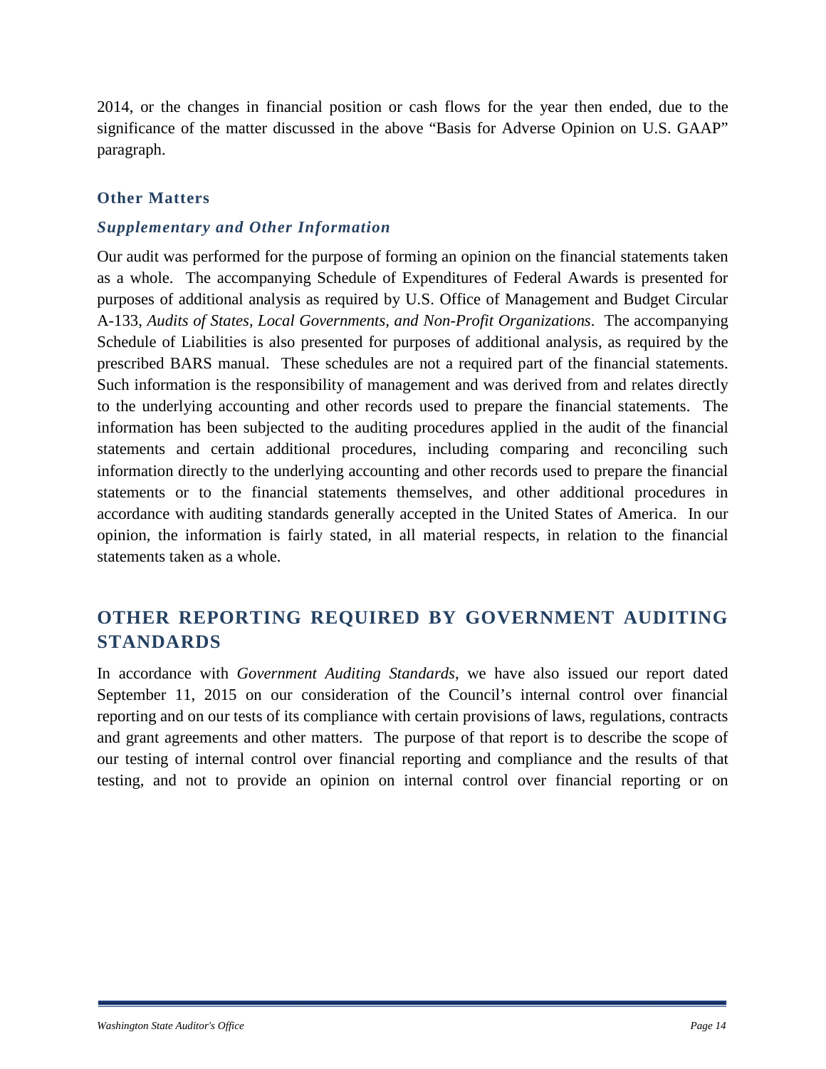2014, or the changes in financial position or cash flows for the year then ended, due to the significance of the matter discussed in the above "Basis for Adverse Opinion on U.S. GAAP" paragraph.

### Other Matters

#### *Supplementary and Other Information*

Our audit was performed for the purpose of forming an opinion on the financial statements taken as a whole. The accompanying Schedule of Expenditures of Federal Awards is presented for purposes of additional analysis as required by U.S. Office of Management and Budget Circular A-133, *Audits of States, Local Governments, and Non-Profit Organizations*. The accompanying Schedule of Liabilities is also presented for purposes of additional analysis, as required by the prescribed BARS manual. These schedules are not a required part of the financial statements. Such information is the responsibility of management and was derived from and relates directly to the underlying accounting and other records used to prepare the financial statements. The information has been subjected to the auditing procedures applied in the audit of the financial statements and certain additional procedures, including comparing and reconciling such information directly to the underlying accounting and other records used to prepare the financial statements or to the financial statements themselves, and other additional procedures in accordance with auditing standards generally accepted in the United States of America. In our opinion, the information is fairly stated, in all material respects, in relation to the financial statements taken as a whole.

## OTHER REPORTING REQUIRED BY GOVERNMENT AUDITING STANDARDS

In accordance with *Government Auditing Standards*, we have also issued our report dated September 11, 2015 on our consideration of the Council's internal control over financial reporting and on our tests of its compliance with certain provisions of laws, regulations, contracts and grant agreements and other matters. The purpose of that report is to describe the scope of our testing of internal control over financial reporting and compliance and the results of that testing, and not to provide an opinion on internal control over financial reporting or on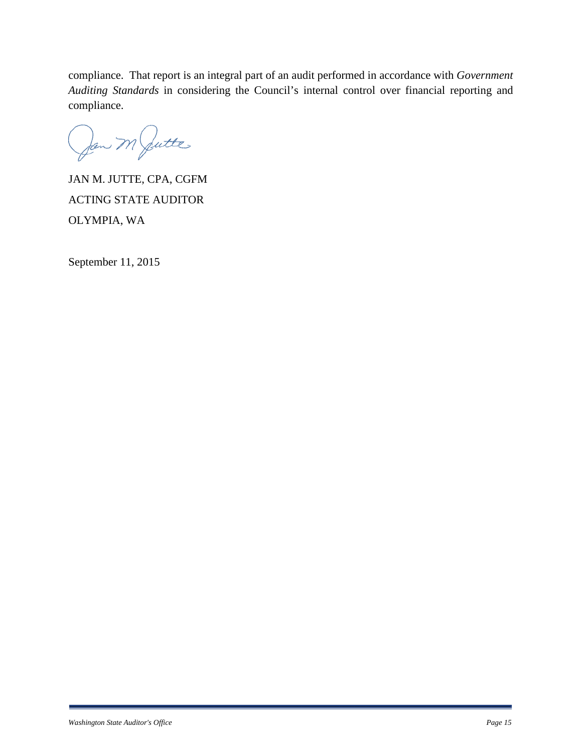compliance. That report is an integral part of an audit performed in accordance with *Government Auditing Standards* in considering the Council's internal control over financial reporting and compliance.

JAN M. JUTTE, CPA, CGFM

ACTING STATE AUDITOR

OLYMPIA, WA

September 11, 2015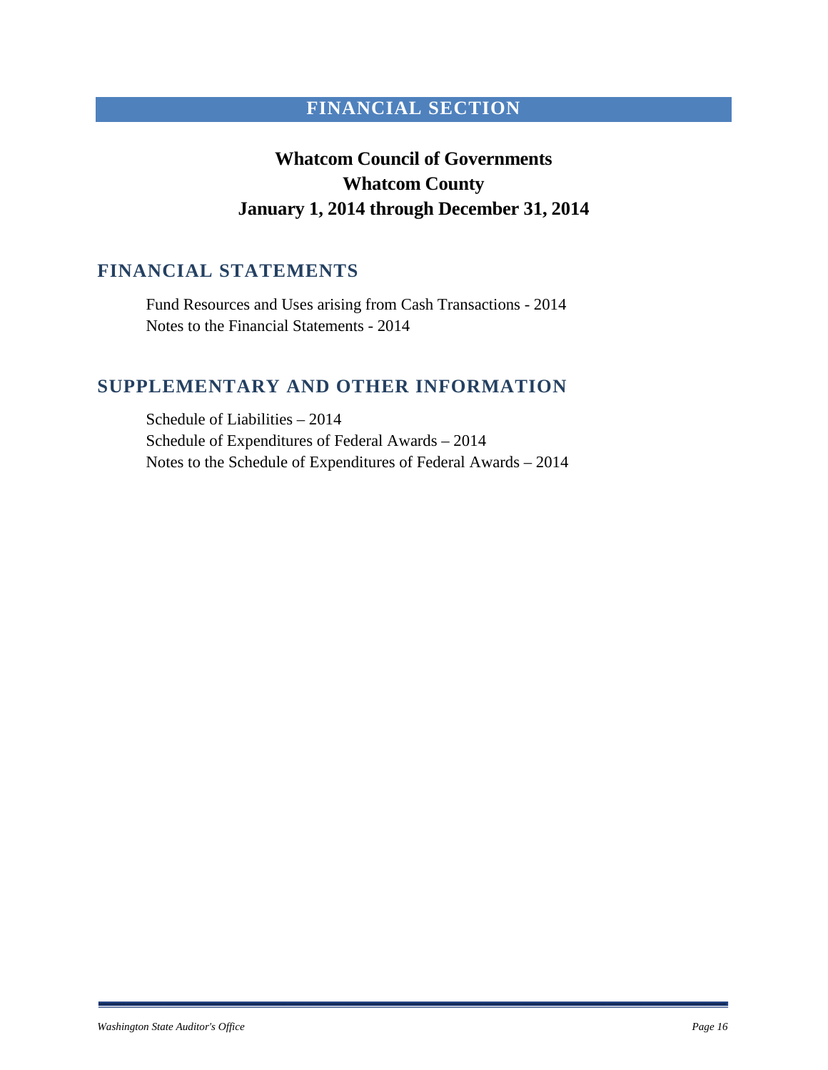# FINANCIAL SECTION

**Whatcom Council of Governments**
**Whatcom County**
**January 1, 2014 through December 31, 2014**

## FINANCIAL STATEMENTS

Fund Resources and Uses arising from Cash Transactions - 2014
Notes to the Financial Statements - 2014

## SUPPLEMENTARY AND OTHER INFORMATION

Schedule of Liabilities – 2014
Schedule of Expenditures of Federal Awards – 2014
Notes to the Schedule of Expenditures of Federal Awards – 2014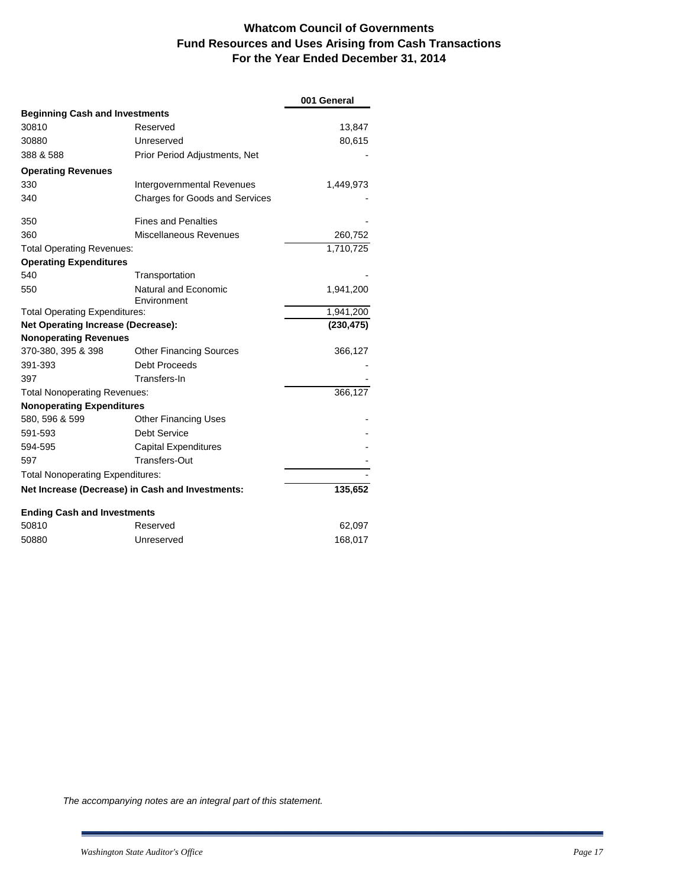# Whatcom Council of Governments
## Fund Resources and Uses Arising from Cash Transactions
## For the Year Ended December 31, 2014

| | | 001 General |
|---|---|---|
| **Beginning Cash and Investments** | | |
| 30810 | Reserved | 13,847 |
| 30880 | Unreserved | 80,615 |
| 388 & 588 | Prior Period Adjustments, Net | - |
| **Operating Revenues** | | |
| 330 | Intergovernmental Revenues | 1,449,973 |
| 340 | Charges for Goods and Services | - |
| 350 | Fines and Penalties | - |
| 360 | Miscellaneous Revenues | 260,752 |
| Total Operating Revenues: | | 1,710,725 |
| **Operating Expenditures** | | |
| 540 | Transportation | - |
| 550 | Natural and Economic Environment | 1,941,200 |
| Total Operating Expenditures: | | 1,941,200 |
| **Net Operating Increase (Decrease):** | | **(230,475)** |
| **Nonoperating Revenues** | | |
| 370-380, 395 & 398 | Other Financing Sources | 366,127 |
| 391-393 | Debt Proceeds | - |
| 397 | Transfers-In | - |
| Total Nonoperating Revenues: | | 366,127 |
| **Nonoperating Expenditures** | | |
| 580, 596 & 599 | Other Financing Uses | - |
| 591-593 | Debt Service | - |
| 594-595 | Capital Expenditures | - |
| 597 | Transfers-Out | - |
| Total Nonoperating Expenditures: | | - |
| **Net Increase (Decrease) in Cash and Investments:** | | **135,652** |
| **Ending Cash and Investments** | | |
| 50810 | Reserved | 62,097 |
| 50880 | Unreserved | 168,017 |

*The accompanying notes are an integral part of this statement.*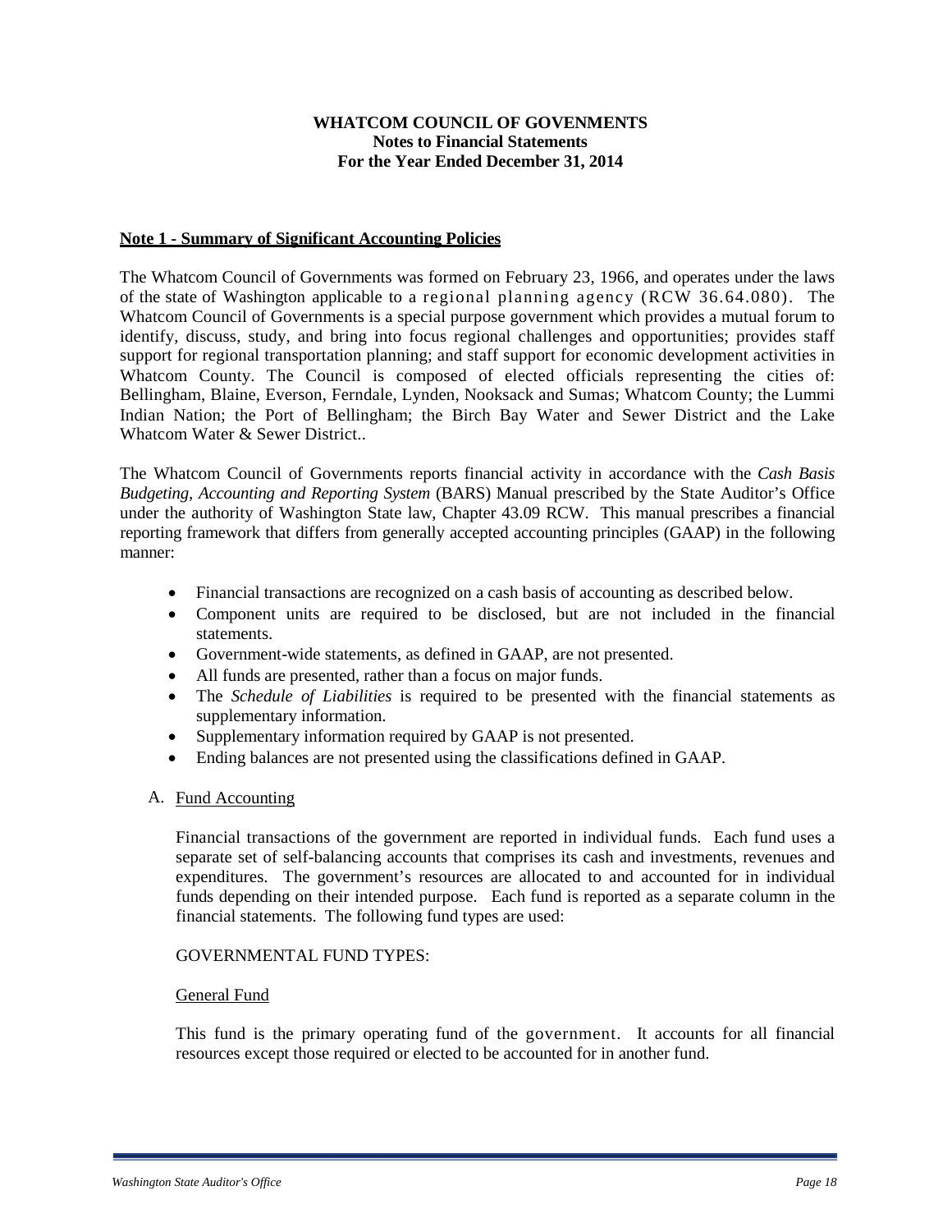**WHATCOM COUNCIL OF GOVENMENTS**
**Notes to Financial Statements**
**For the Year Ended December 31, 2014**

**Note 1 - Summary of Significant Accounting Policies**

The Whatcom Council of Governments was formed on February 23, 1966, and operates under the laws of the state of Washington applicable to a regional planning agency (RCW 36.64.080). The Whatcom Council of Governments is a special purpose government which provides a mutual forum to identify, discuss, study, and bring into focus regional challenges and opportunities; provides staff support for regional transportation planning; and staff support for economic development activities in Whatcom County. The Council is composed of elected officials representing the cities of: Bellingham, Blaine, Everson, Ferndale, Lynden, Nooksack and Sumas; Whatcom County; the Lummi Indian Nation; the Port of Bellingham; the Birch Bay Water and Sewer District and the Lake Whatcom Water & Sewer District..

The Whatcom Council of Governments reports financial activity in accordance with the *Cash Basis Budgeting, Accounting and Reporting System* (BARS) Manual prescribed by the State Auditor's Office under the authority of Washington State law, Chapter 43.09 RCW. This manual prescribes a financial reporting framework that differs from generally accepted accounting principles (GAAP) in the following manner:

- Financial transactions are recognized on a cash basis of accounting as described below.
- Component units are required to be disclosed, but are not included in the financial statements.
- Government-wide statements, as defined in GAAP, are not presented.
- All funds are presented, rather than a focus on major funds.
- The *Schedule of Liabilities* is required to be presented with the financial statements as supplementary information.
- Supplementary information required by GAAP is not presented.
- Ending balances are not presented using the classifications defined in GAAP.

A. Fund Accounting

Financial transactions of the government are reported in individual funds. Each fund uses a separate set of self-balancing accounts that comprises its cash and investments, revenues and expenditures. The government's resources are allocated to and accounted for in individual funds depending on their intended purpose. Each fund is reported as a separate column in the financial statements. The following fund types are used:

GOVERNMENTAL FUND TYPES:

General Fund

This fund is the primary operating fund of the government. It accounts for all financial resources except those required or elected to be accounted for in another fund.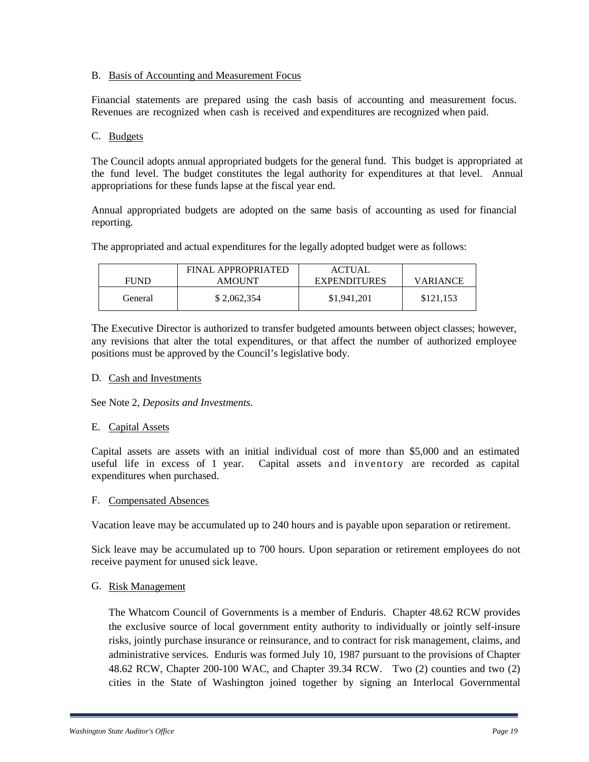B. Basis of Accounting and Measurement Focus

Financial statements are prepared using the cash basis of accounting and measurement focus. Revenues are recognized when cash is received and expenditures are recognized when paid.

C. Budgets

The Council adopts annual appropriated budgets for the general fund. This budget is appropriated at the fund level. The budget constitutes the legal authority for expenditures at that level. Annual appropriations for these funds lapse at the fiscal year end.

Annual appropriated budgets are adopted on the same basis of accounting as used for financial reporting.

The appropriated and actual expenditures for the legally adopted budget were as follows:

| FUND | FINAL APPROPRIATED AMOUNT | ACTUAL EXPENDITURES | VARIANCE |
|---|---|---|---|
| General | $ 2,062,354 | $1,941,201 | $121,153 |

The Executive Director is authorized to transfer budgeted amounts between object classes; however, any revisions that alter the total expenditures, or that affect the number of authorized employee positions must be approved by the Council's legislative body.

D. Cash and Investments

See Note 2, *Deposits and Investments.*

E. Capital Assets

Capital assets are assets with an initial individual cost of more than $5,000 and an estimated useful life in excess of 1 year. Capital assets and inventory are recorded as capital expenditures when purchased.

F. Compensated Absences

Vacation leave may be accumulated up to 240 hours and is payable upon separation or retirement.

Sick leave may be accumulated up to 700 hours. Upon separation or retirement employees do not receive payment for unused sick leave.

G. Risk Management

The Whatcom Council of Governments is a member of Enduris. Chapter 48.62 RCW provides the exclusive source of local government entity authority to individually or jointly self-insure risks, jointly purchase insurance or reinsurance, and to contract for risk management, claims, and administrative services. Enduris was formed July 10, 1987 pursuant to the provisions of Chapter 48.62 RCW, Chapter 200-100 WAC, and Chapter 39.34 RCW. Two (2) counties and two (2) cities in the State of Washington joined together by signing an Interlocal Governmental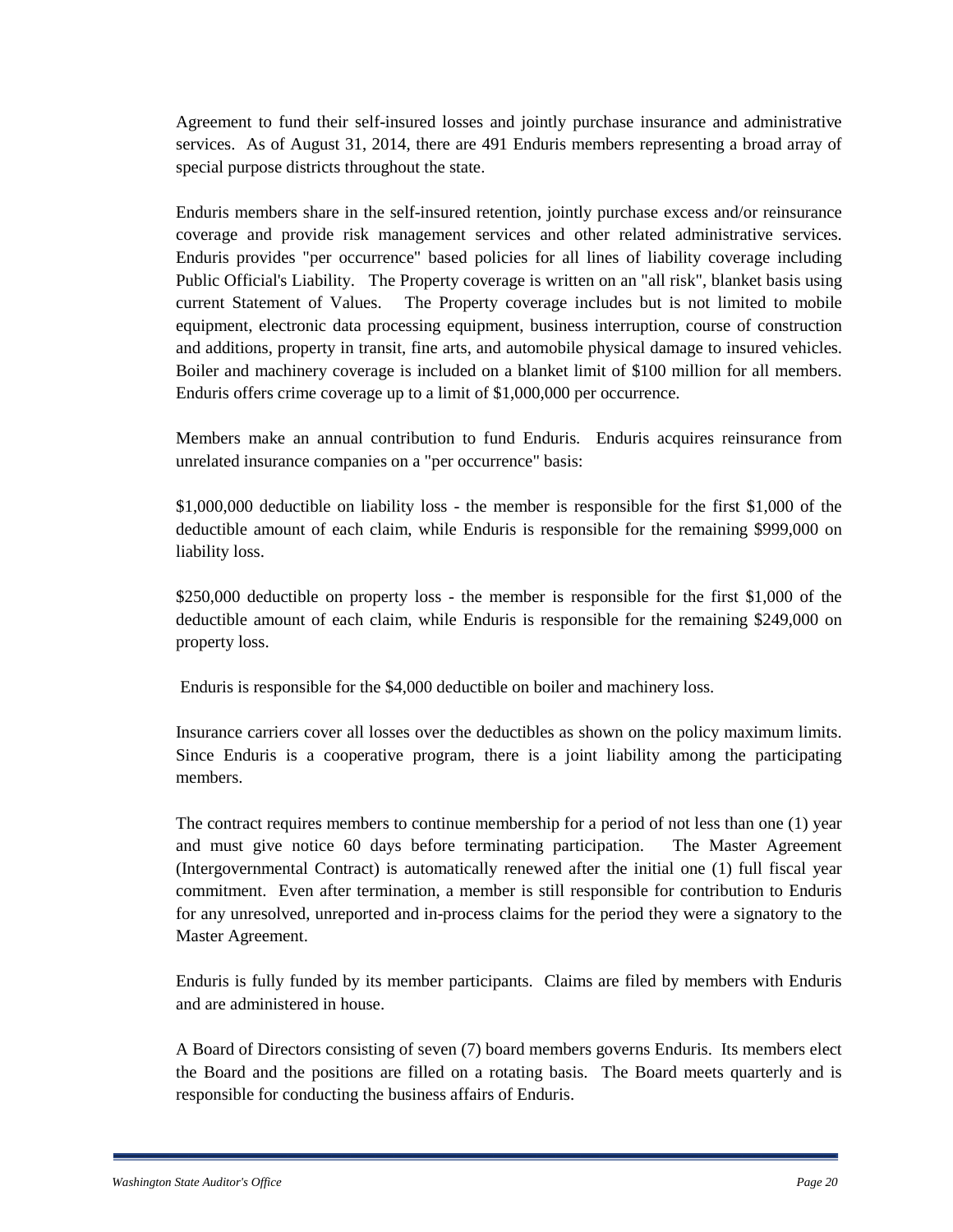Agreement to fund their self-insured losses and jointly purchase insurance and administrative services. As of August 31, 2014, there are 491 Enduris members representing a broad array of special purpose districts throughout the state.

Enduris members share in the self-insured retention, jointly purchase excess and/or reinsurance coverage and provide risk management services and other related administrative services. Enduris provides "per occurrence" based policies for all lines of liability coverage including Public Official's Liability. The Property coverage is written on an "all risk", blanket basis using current Statement of Values. The Property coverage includes but is not limited to mobile equipment, electronic data processing equipment, business interruption, course of construction and additions, property in transit, fine arts, and automobile physical damage to insured vehicles. Boiler and machinery coverage is included on a blanket limit of $100 million for all members. Enduris offers crime coverage up to a limit of $1,000,000 per occurrence.

Members make an annual contribution to fund Enduris. Enduris acquires reinsurance from unrelated insurance companies on a "per occurrence" basis:

$1,000,000 deductible on liability loss - the member is responsible for the first $1,000 of the deductible amount of each claim, while Enduris is responsible for the remaining $999,000 on liability loss.

$250,000 deductible on property loss - the member is responsible for the first $1,000 of the deductible amount of each claim, while Enduris is responsible for the remaining $249,000 on property loss.

Enduris is responsible for the $4,000 deductible on boiler and machinery loss.

Insurance carriers cover all losses over the deductibles as shown on the policy maximum limits. Since Enduris is a cooperative program, there is a joint liability among the participating members.

The contract requires members to continue membership for a period of not less than one (1) year and must give notice 60 days before terminating participation. The Master Agreement (Intergovernmental Contract) is automatically renewed after the initial one (1) full fiscal year commitment. Even after termination, a member is still responsible for contribution to Enduris for any unresolved, unreported and in-process claims for the period they were a signatory to the Master Agreement.

Enduris is fully funded by its member participants. Claims are filed by members with Enduris and are administered in house.

A Board of Directors consisting of seven (7) board members governs Enduris. Its members elect the Board and the positions are filled on a rotating basis. The Board meets quarterly and is responsible for conducting the business affairs of Enduris.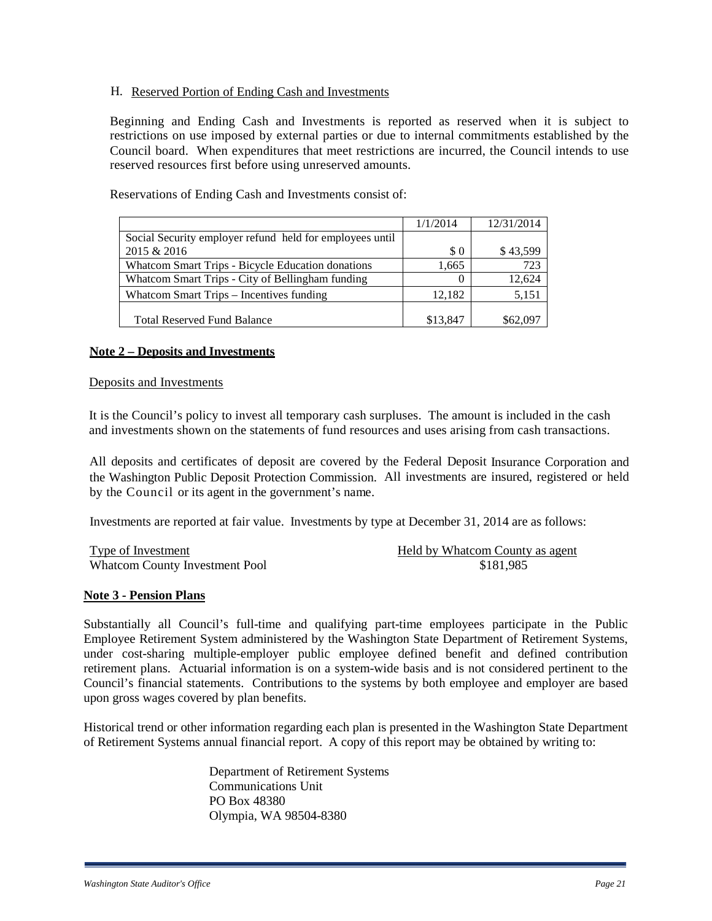H. Reserved Portion of Ending Cash and Investments

Beginning and Ending Cash and Investments is reported as reserved when it is subject to restrictions on use imposed by external parties or due to internal commitments established by the Council board. When expenditures that meet restrictions are incurred, the Council intends to use reserved resources first before using unreserved amounts.

Reservations of Ending Cash and Investments consist of:

| | 1/1/2014 | 12/31/2014 |
|---|---|---|
| Social Security employer refund held for employees until 2015 & 2016 | $ 0 | $ 43,599 |
| Whatcom Smart Trips - Bicycle Education donations | 1,665 | 723 |
| Whatcom Smart Trips - City of Bellingham funding | 0 | 12,624 |
| Whatcom Smart Trips – Incentives funding | 12,182 | 5,151 |
| Total Reserved Fund Balance | $13,847 | $62,097 |

**Note 2 – Deposits and Investments**

Deposits and Investments

It is the Council's policy to invest all temporary cash surpluses. The amount is included in the cash and investments shown on the statements of fund resources and uses arising from cash transactions.

All deposits and certificates of deposit are covered by the Federal Deposit Insurance Corporation and the Washington Public Deposit Protection Commission. All investments are insured, registered or held by the Council or its agent in the government's name.

Investments are reported at fair value. Investments by type at December 31, 2014 are as follows:

| Type of Investment | Held by Whatcom County as agent |
|---|---|
| Whatcom County Investment Pool | $181,985 |

**Note 3 - Pension Plans**

Substantially all Council's full-time and qualifying part-time employees participate in the Public Employee Retirement System administered by the Washington State Department of Retirement Systems, under cost-sharing multiple-employer public employee defined benefit and defined contribution retirement plans. Actuarial information is on a system-wide basis and is not considered pertinent to the Council's financial statements. Contributions to the systems by both employee and employer are based upon gross wages covered by plan benefits.

Historical trend or other information regarding each plan is presented in the Washington State Department of Retirement Systems annual financial report. A copy of this report may be obtained by writing to:

Department of Retirement Systems
Communications Unit
PO Box 48380
Olympia, WA 98504-8380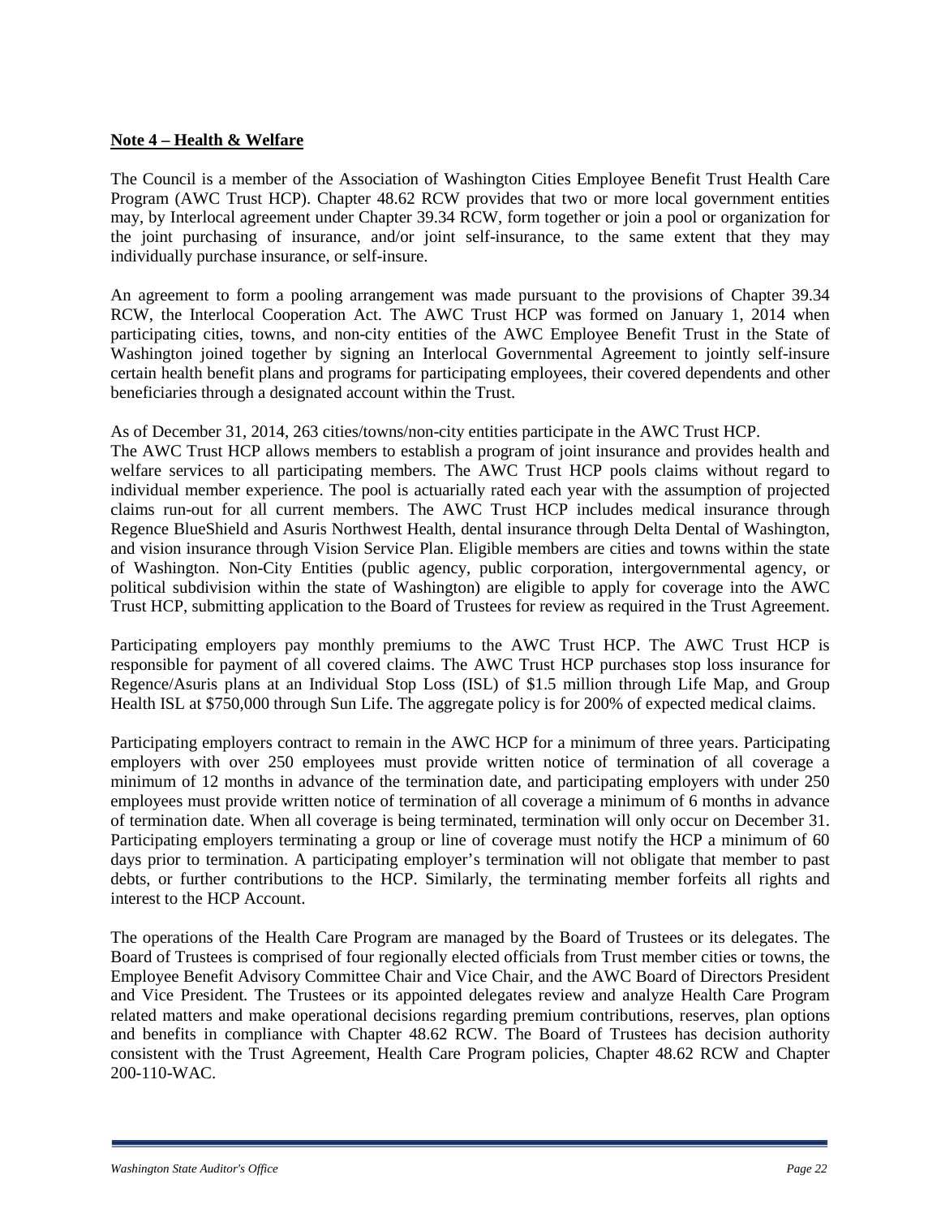**Note 4 – Health & Welfare**

The Council is a member of the Association of Washington Cities Employee Benefit Trust Health Care Program (AWC Trust HCP). Chapter 48.62 RCW provides that two or more local government entities may, by Interlocal agreement under Chapter 39.34 RCW, form together or join a pool or organization for the joint purchasing of insurance, and/or joint self-insurance, to the same extent that they may individually purchase insurance, or self-insure.

An agreement to form a pooling arrangement was made pursuant to the provisions of Chapter 39.34 RCW, the Interlocal Cooperation Act. The AWC Trust HCP was formed on January 1, 2014 when participating cities, towns, and non-city entities of the AWC Employee Benefit Trust in the State of Washington joined together by signing an Interlocal Governmental Agreement to jointly self-insure certain health benefit plans and programs for participating employees, their covered dependents and other beneficiaries through a designated account within the Trust.

As of December 31, 2014, 263 cities/towns/non-city entities participate in the AWC Trust HCP.
The AWC Trust HCP allows members to establish a program of joint insurance and provides health and welfare services to all participating members. The AWC Trust HCP pools claims without regard to individual member experience. The pool is actuarially rated each year with the assumption of projected claims run-out for all current members. The AWC Trust HCP includes medical insurance through Regence BlueShield and Asuris Northwest Health, dental insurance through Delta Dental of Washington, and vision insurance through Vision Service Plan. Eligible members are cities and towns within the state of Washington. Non-City Entities (public agency, public corporation, intergovernmental agency, or political subdivision within the state of Washington) are eligible to apply for coverage into the AWC Trust HCP, submitting application to the Board of Trustees for review as required in the Trust Agreement.

Participating employers pay monthly premiums to the AWC Trust HCP. The AWC Trust HCP is responsible for payment of all covered claims. The AWC Trust HCP purchases stop loss insurance for Regence/Asuris plans at an Individual Stop Loss (ISL) of $1.5 million through Life Map, and Group Health ISL at $750,000 through Sun Life. The aggregate policy is for 200% of expected medical claims.

Participating employers contract to remain in the AWC HCP for a minimum of three years. Participating employers with over 250 employees must provide written notice of termination of all coverage a minimum of 12 months in advance of the termination date, and participating employers with under 250 employees must provide written notice of termination of all coverage a minimum of 6 months in advance of termination date. When all coverage is being terminated, termination will only occur on December 31. Participating employers terminating a group or line of coverage must notify the HCP a minimum of 60 days prior to termination. A participating employer's termination will not obligate that member to past debts, or further contributions to the HCP. Similarly, the terminating member forfeits all rights and interest to the HCP Account.

The operations of the Health Care Program are managed by the Board of Trustees or its delegates. The Board of Trustees is comprised of four regionally elected officials from Trust member cities or towns, the Employee Benefit Advisory Committee Chair and Vice Chair, and the AWC Board of Directors President and Vice President. The Trustees or its appointed delegates review and analyze Health Care Program related matters and make operational decisions regarding premium contributions, reserves, plan options and benefits in compliance with Chapter 48.62 RCW. The Board of Trustees has decision authority consistent with the Trust Agreement, Health Care Program policies, Chapter 48.62 RCW and Chapter 200-110-WAC.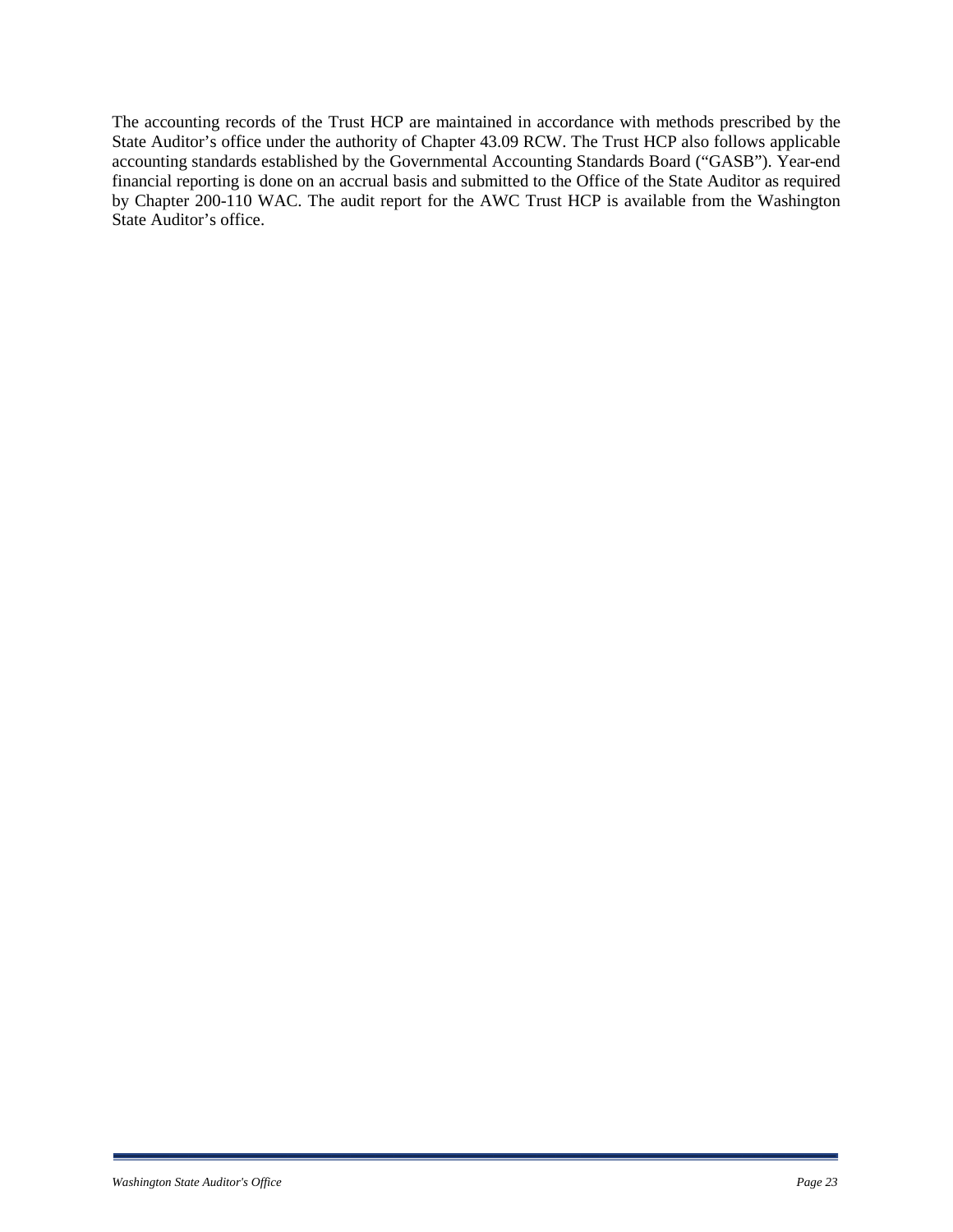The accounting records of the Trust HCP are maintained in accordance with methods prescribed by the State Auditor's office under the authority of Chapter 43.09 RCW. The Trust HCP also follows applicable accounting standards established by the Governmental Accounting Standards Board ("GASB"). Year-end financial reporting is done on an accrual basis and submitted to the Office of the State Auditor as required by Chapter 200-110 WAC. The audit report for the AWC Trust HCP is available from the Washington State Auditor's office.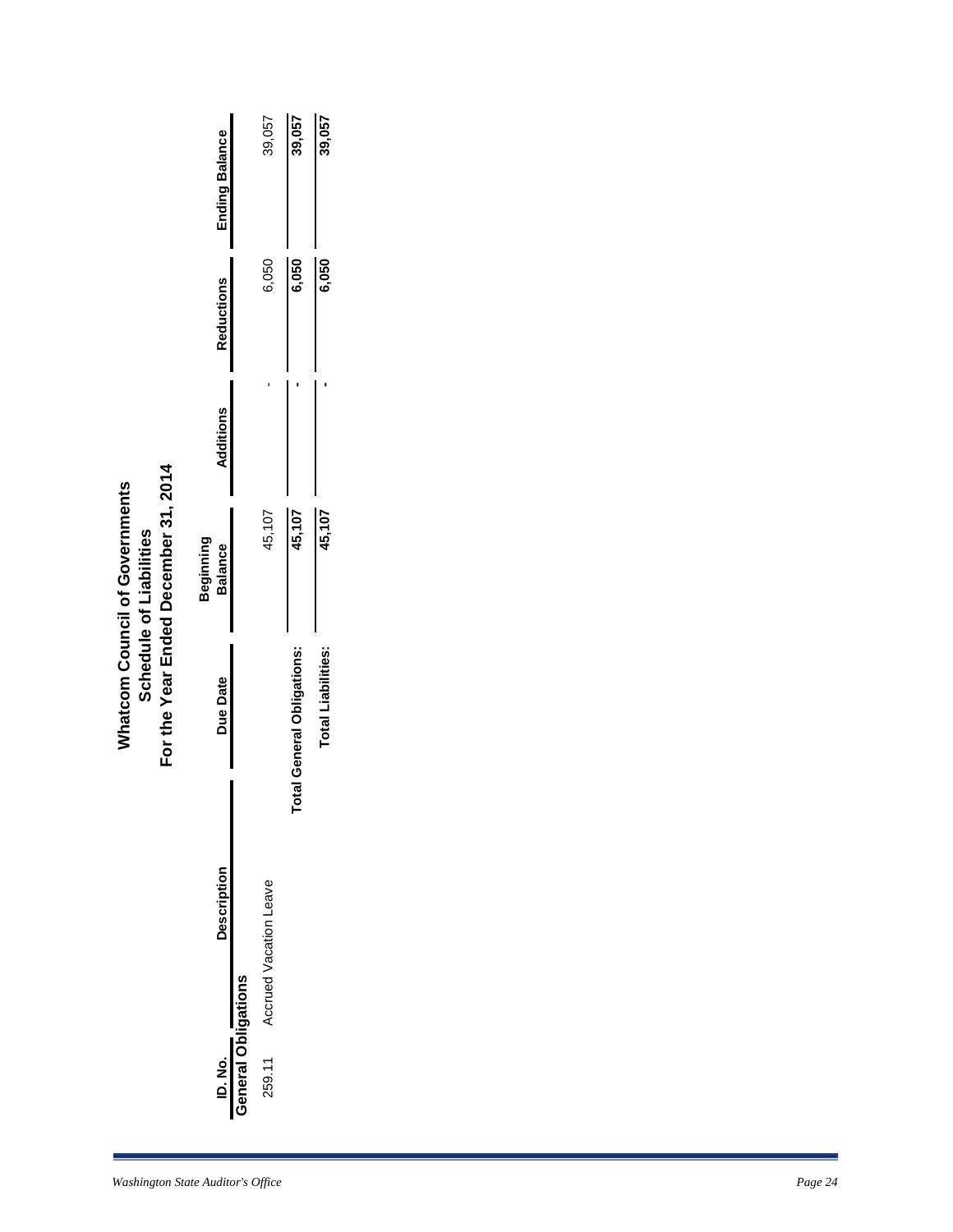# Whatcom Council of Governments
## Schedule of Liabilities
## For the Year Ended December 31, 2014

| ID. No. | Description | Due Date | Beginning Balance | Additions | Reductions | Ending Balance |
|---|---|---|---|---|---|---|
| **General Obligations** | | | | | | |
| 259.11 | Accrued Vacation Leave | | 45,107 | - | 6,050 | 39,057 |
| | **Total General Obligations:** | | **45,107** | **-** | **6,050** | **39,057** |
| | **Total Liabilities:** | | **45,107** | **-** | **6,050** | **39,057** |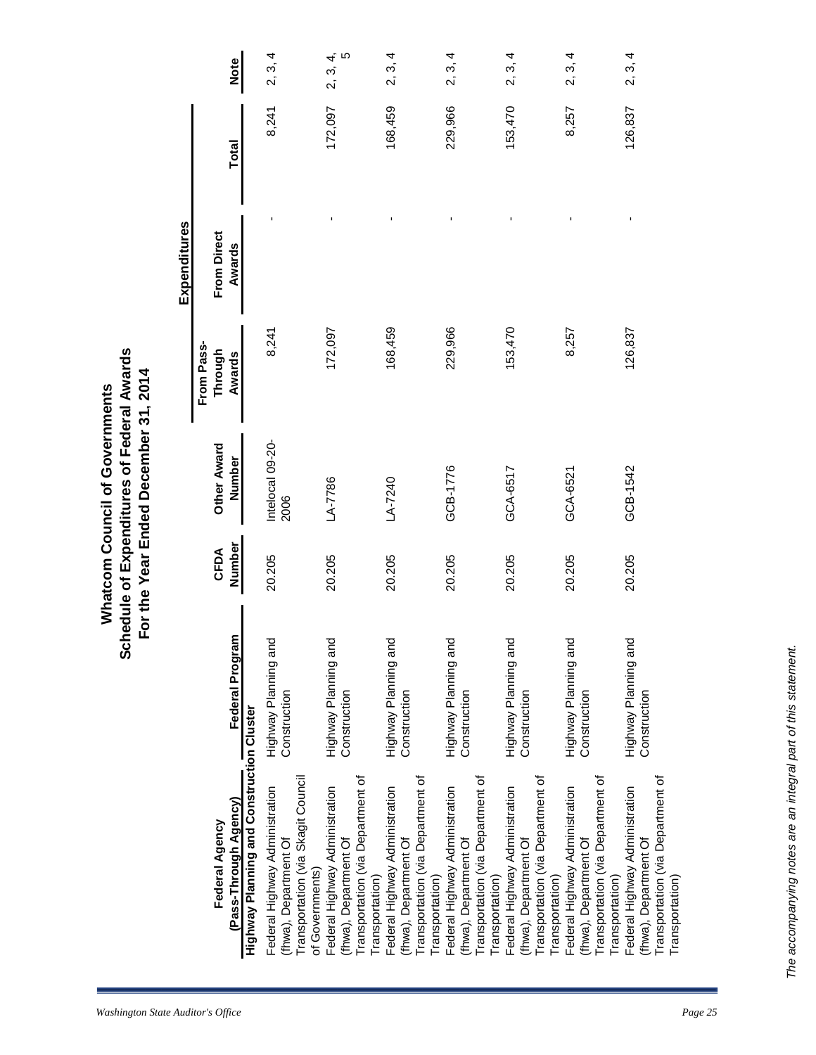# Whatcom Council of Governments
## Schedule of Expenditures of Federal Awards
### For the Year Ended December 31, 2014

| Federal Agency (Pass-Through Agency) | Federal Program | CFDA Number | Other Award Number | Expenditures | | | Note |
|---|---|---|---|---|---|---|---|
| | | | | From Pass-Through Awards | From Direct Awards | Total | |
| **Highway Planning and Construction Cluster** | | | | | | | |
| Federal Highway Administration (fhwa), Department Of Transportation (via Skagit Council of Governments) | Highway Planning and Construction | 20.205 | Intelocal 09-20-2006 | 8,241 | - | 8,241 | 2, 3, 4 |
| Federal Highway Administration (fhwa), Department Of Transportation (via Department of Transportation) | Highway Planning and Construction | 20.205 | LA-7786 | 172,097 | - | 172,097 | 2, 3, 4, 5 |
| Federal Highway Administration (fhwa), Department Of Transportation (via Department of Transportation) | Highway Planning and Construction | 20.205 | LA-7240 | 168,459 | - | 168,459 | 2, 3, 4 |
| Federal Highway Administration (fhwa), Department Of Transportation (via Department of Transportation) | Highway Planning and Construction | 20.205 | GCB-1776 | 229,966 | - | 229,966 | 2, 3, 4 |
| Federal Highway Administration (fhwa), Department Of Transportation (via Department of Transportation) | Highway Planning and Construction | 20.205 | GCA-6517 | 153,470 | - | 153,470 | 2, 3, 4 |
| Federal Highway Administration (fhwa), Department Of Transportation (via Department of Transportation) | Highway Planning and Construction | 20.205 | GCA-6521 | 8,257 | - | 8,257 | 2, 3, 4 |
| Federal Highway Administration (fhwa), Department Of Transportation (via Department of Transportation) | Highway Planning and Construction | 20.205 | GCB-1542 | 126,837 | - | 126,837 | 2, 3, 4 |

*The accompanying notes are an integral part of this statement.*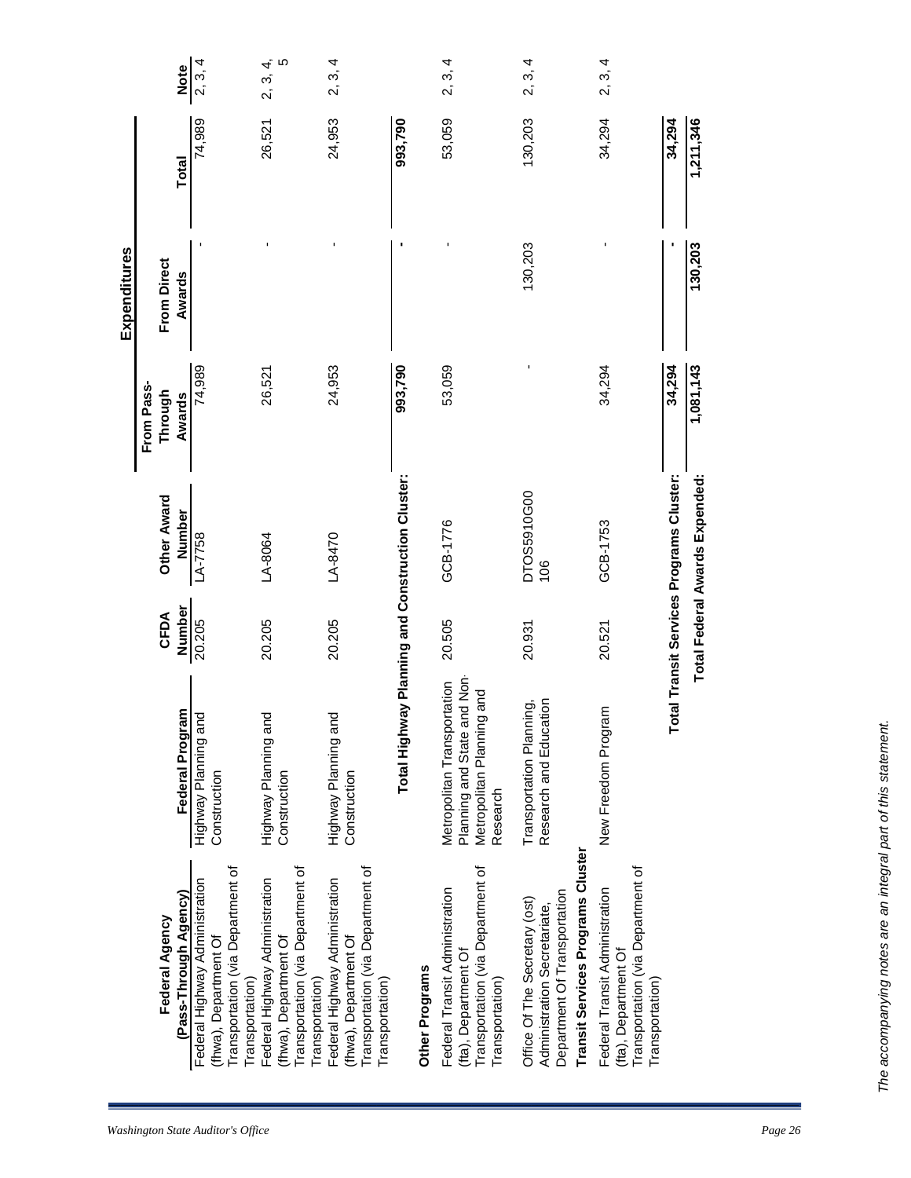| Federal Agency (Pass-Through Agency) | Federal Program | CFDA Number | Other Award Number | Expenditures From Pass-Through Awards | Expenditures From Direct Awards | Expenditures Total | Note |
|---|---|---|---|---|---|---|---|
| Federal Highway Administration (fhwa), Department Of Transportation (via Department of Transportation) | Highway Planning and Construction | 20.205 | LA-7758 | 74,989 | - | 74,989 | 2, 3, 4 |
| Federal Highway Administration (fhwa), Department Of Transportation (via Department of Transportation) | Highway Planning and Construction | 20.205 | LA-8064 | 26,521 | - | 26,521 | 2, 3, 4, 5 |
| Federal Highway Administration (fhwa), Department Of Transportation (via Department of Transportation) | Highway Planning and Construction | 20.205 | LA-8470 | 24,953 | - | 24,953 | 2, 3, 4 |
| **Total Highway Planning and Construction Cluster:** | | | | **993,790** | **-** | **993,790** | |
| **Other Programs** | | | | | | | |
| Federal Transit Administration (fta), Department Of Transportation (via Department of Transportation) | Metropolitan Transportation Planning and State and Non-Metropolitan Planning and Research | 20.505 | GCB-1776 | 53,059 | - | 53,059 | 2, 3, 4 |
| Office Of The Secretary (ost) Administration Secretariate, Department Of Transportation | Transportation Planning, Research and Education | 20.931 | DTOS5910G00106 | - | 130,203 | 130,203 | 2, 3, 4 |
| **Transit Services Programs Cluster** | | | | | | | |
| Federal Transit Administration (fta), Department Of Transportation (via Department of Transportation) | New Freedom Program | 20.521 | GCB-1753 | 34,294 | - | 34,294 | 2, 3, 4 |
| **Total Transit Services Programs Cluster:** | | | | **34,294** | **-** | **34,294** | |
| **Total Federal Awards Expended:** | | | | **1,081,143** | **130,203** | **1,211,346** | |

*The accompanying notes are an integral part of this statement.*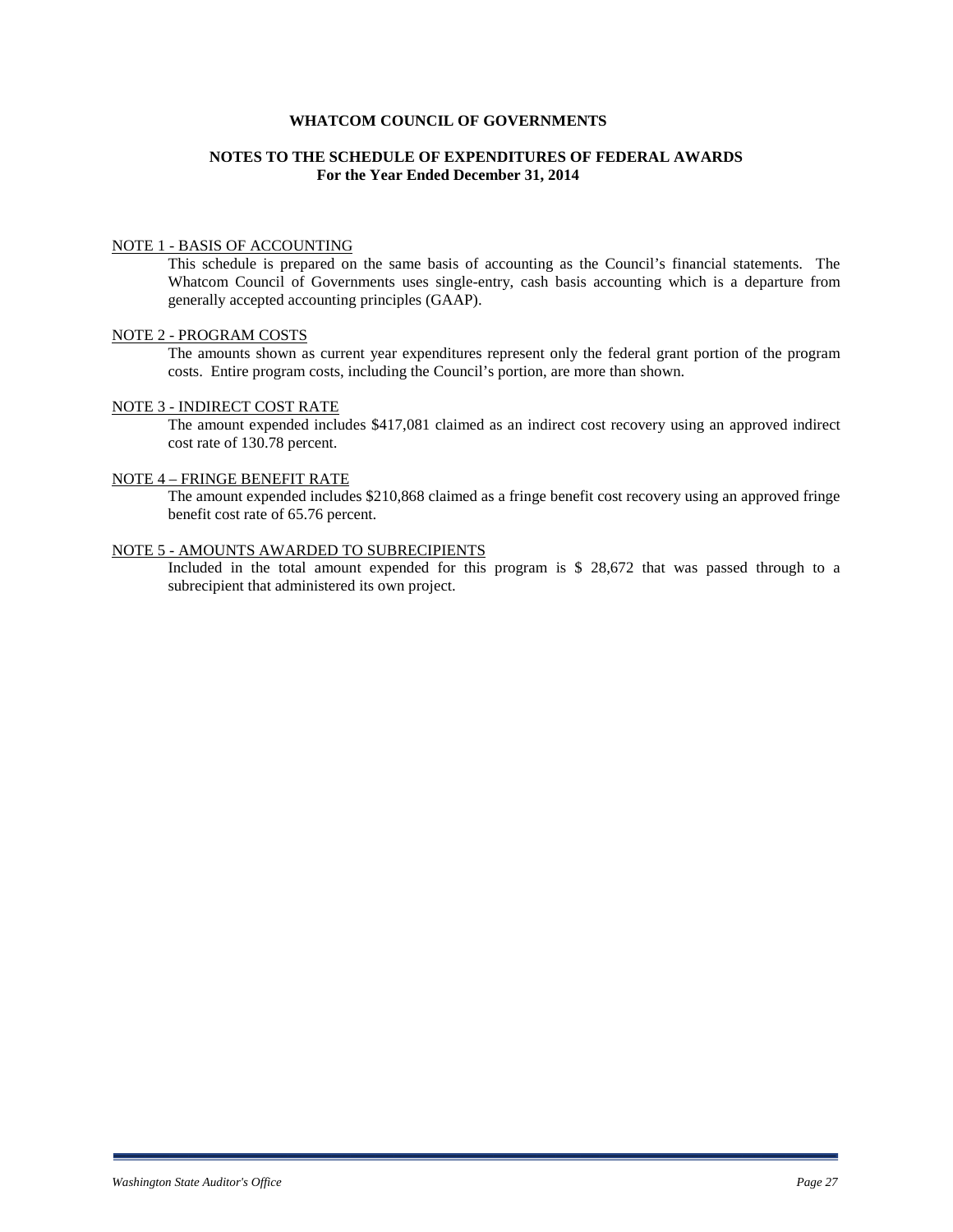# WHATCOM COUNCIL OF GOVERNMENTS

## NOTES TO THE SCHEDULE OF EXPENDITURES OF FEDERAL AWARDS
### For the Year Ended December 31, 2014

NOTE 1 - BASIS OF ACCOUNTING

This schedule is prepared on the same basis of accounting as the Council's financial statements. The Whatcom Council of Governments uses single-entry, cash basis accounting which is a departure from generally accepted accounting principles (GAAP).

NOTE 2 - PROGRAM COSTS

The amounts shown as current year expenditures represent only the federal grant portion of the program costs. Entire program costs, including the Council's portion, are more than shown.

NOTE 3 - INDIRECT COST RATE

The amount expended includes $417,081 claimed as an indirect cost recovery using an approved indirect cost rate of 130.78 percent.

NOTE 4 – FRINGE BENEFIT RATE

The amount expended includes $210,868 claimed as a fringe benefit cost recovery using an approved fringe benefit cost rate of 65.76 percent.

NOTE 5 - AMOUNTS AWARDED TO SUBRECIPIENTS

Included in the total amount expended for this program is $ 28,672 that was passed through to a subrecipient that administered its own project.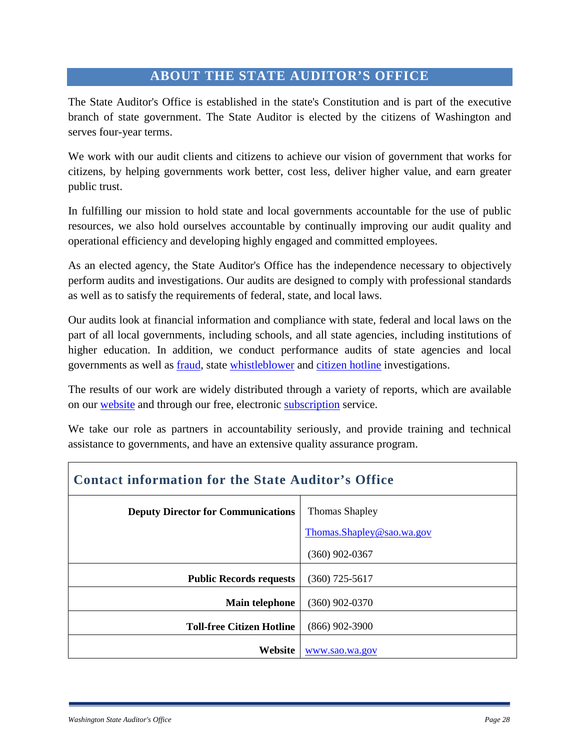## ABOUT THE STATE AUDITOR'S OFFICE

The State Auditor's Office is established in the state's Constitution and is part of the executive branch of state government. The State Auditor is elected by the citizens of Washington and serves four-year terms.

We work with our audit clients and citizens to achieve our vision of government that works for citizens, by helping governments work better, cost less, deliver higher value, and earn greater public trust.

In fulfilling our mission to hold state and local governments accountable for the use of public resources, we also hold ourselves accountable by continually improving our audit quality and operational efficiency and developing highly engaged and committed employees.

As an elected agency, the State Auditor's Office has the independence necessary to objectively perform audits and investigations. Our audits are designed to comply with professional standards as well as to satisfy the requirements of federal, state, and local laws.

Our audits look at financial information and compliance with state, federal and local laws on the part of all local governments, including schools, and all state agencies, including institutions of higher education. In addition, we conduct performance audits of state agencies and local governments as well as fraud, state whistleblower and citizen hotline investigations.

The results of our work are widely distributed through a variety of reports, which are available on our website and through our free, electronic subscription service.

We take our role as partners in accountability seriously, and provide training and technical assistance to governments, and have an extensive quality assurance program.

| Contact information for the State Auditor's Office | |
|---|---|
| **Deputy Director for Communications** | Thomas Shapley<br>Thomas.Shapley@sao.wa.gov<br>(360) 902-0367 |
| **Public Records requests** | (360) 725-5617 |
| **Main telephone** | (360) 902-0370 |
| **Toll-free Citizen Hotline** | (866) 902-3900 |
| **Website** | www.sao.wa.gov |